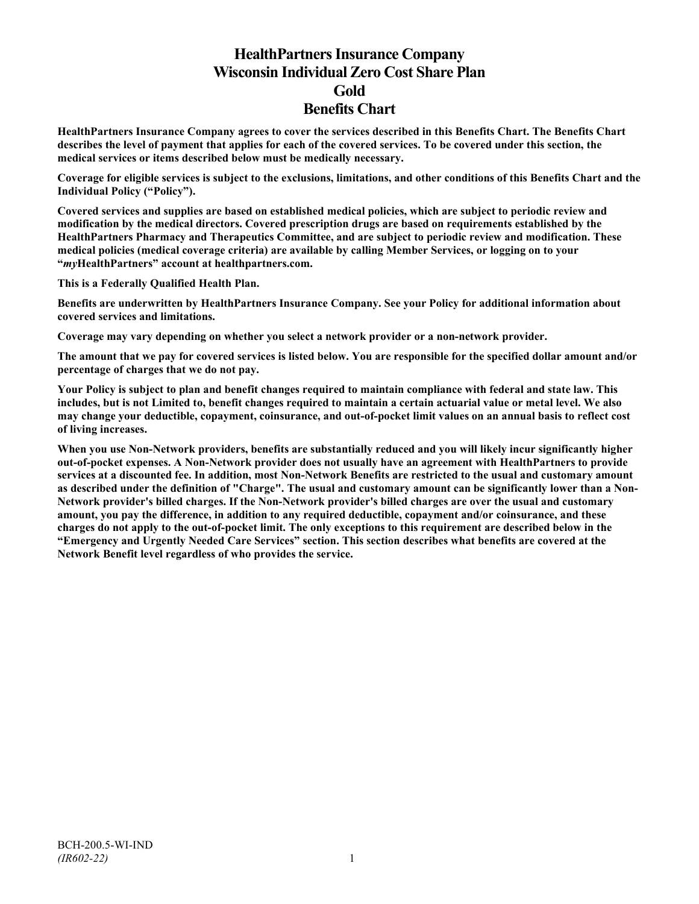# HealthPartners Insurance Company
# Wisconsin Individual Zero Cost Share Plan
# Gold
# Benefits Chart

**HealthPartners Insurance Company agrees to cover the services described in this Benefits Chart. The Benefits Chart describes the level of payment that applies for each of the covered services. To be covered under this section, the medical services or items described below must be medically necessary.**

**Coverage for eligible services is subject to the exclusions, limitations, and other conditions of this Benefits Chart and the Individual Policy ("Policy").**

**Covered services and supplies are based on established medical policies, which are subject to periodic review and modification by the medical directors. Covered prescription drugs are based on requirements established by the HealthPartners Pharmacy and Therapeutics Committee, and are subject to periodic review and modification. These medical policies (medical coverage criteria) are available by calling Member Services, or logging on to your "*my*HealthPartners" account at healthpartners.com.**

**This is a Federally Qualified Health Plan.**

**Benefits are underwritten by HealthPartners Insurance Company. See your Policy for additional information about covered services and limitations.**

**Coverage may vary depending on whether you select a network provider or a non-network provider.**

**The amount that we pay for covered services is listed below. You are responsible for the specified dollar amount and/or percentage of charges that we do not pay.**

**Your Policy is subject to plan and benefit changes required to maintain compliance with federal and state law. This includes, but is not Limited to, benefit changes required to maintain a certain actuarial value or metal level. We also may change your deductible, copayment, coinsurance, and out-of-pocket limit values on an annual basis to reflect cost of living increases.**

**When you use Non-Network providers, benefits are substantially reduced and you will likely incur significantly higher out-of-pocket expenses. A Non-Network provider does not usually have an agreement with HealthPartners to provide services at a discounted fee. In addition, most Non-Network Benefits are restricted to the usual and customary amount as described under the definition of "Charge". The usual and customary amount can be significantly lower than a Non-Network provider's billed charges. If the Non-Network provider's billed charges are over the usual and customary amount, you pay the difference, in addition to any required deductible, copayment and/or coinsurance, and these charges do not apply to the out-of-pocket limit. The only exceptions to this requirement are described below in the "Emergency and Urgently Needed Care Services" section. This section describes what benefits are covered at the Network Benefit level regardless of who provides the service.**

BCH-200.5-WI-IND
*(IR602-22)*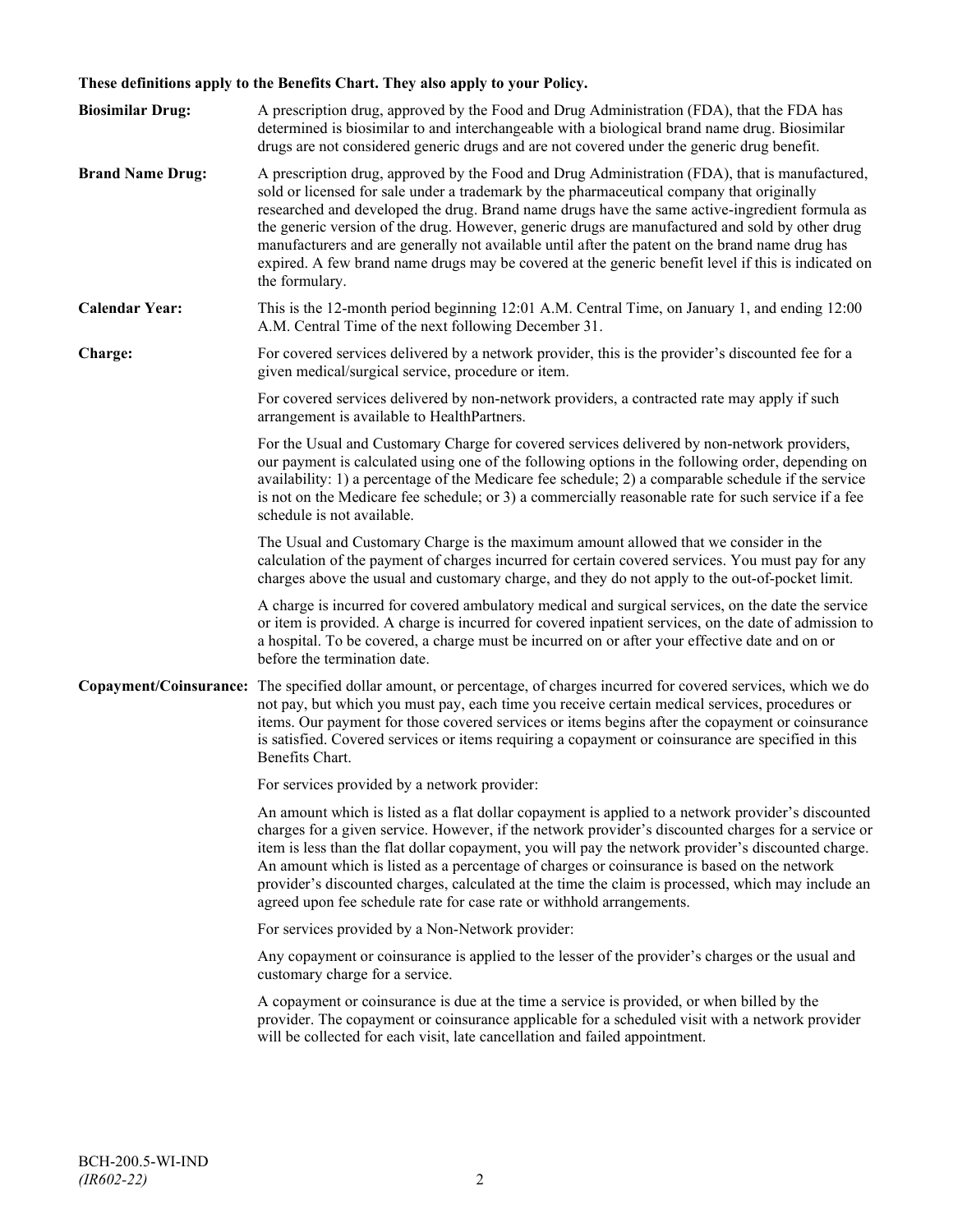**These definitions apply to the Benefits Chart. They also apply to your Policy.**

**Biosimilar Drug:** A prescription drug, approved by the Food and Drug Administration (FDA), that the FDA has determined is biosimilar to and interchangeable with a biological brand name drug. Biosimilar drugs are not considered generic drugs and are not covered under the generic drug benefit.

**Brand Name Drug:** A prescription drug, approved by the Food and Drug Administration (FDA), that is manufactured, sold or licensed for sale under a trademark by the pharmaceutical company that originally researched and developed the drug. Brand name drugs have the same active-ingredient formula as the generic version of the drug. However, generic drugs are manufactured and sold by other drug manufacturers and are generally not available until after the patent on the brand name drug has expired. A few brand name drugs may be covered at the generic benefit level if this is indicated on the formulary.

**Calendar Year:** This is the 12-month period beginning 12:01 A.M. Central Time, on January 1, and ending 12:00 A.M. Central Time of the next following December 31.

**Charge:** For covered services delivered by a network provider, this is the provider's discounted fee for a given medical/surgical service, procedure or item.

For covered services delivered by non-network providers, a contracted rate may apply if such arrangement is available to HealthPartners.

For the Usual and Customary Charge for covered services delivered by non-network providers, our payment is calculated using one of the following options in the following order, depending on availability: 1) a percentage of the Medicare fee schedule; 2) a comparable schedule if the service is not on the Medicare fee schedule; or 3) a commercially reasonable rate for such service if a fee schedule is not available.

The Usual and Customary Charge is the maximum amount allowed that we consider in the calculation of the payment of charges incurred for certain covered services. You must pay for any charges above the usual and customary charge, and they do not apply to the out-of-pocket limit.

A charge is incurred for covered ambulatory medical and surgical services, on the date the service or item is provided. A charge is incurred for covered inpatient services, on the date of admission to a hospital. To be covered, a charge must be incurred on or after your effective date and on or before the termination date.

**Copayment/Coinsurance:** The specified dollar amount, or percentage, of charges incurred for covered services, which we do not pay, but which you must pay, each time you receive certain medical services, procedures or items. Our payment for those covered services or items begins after the copayment or coinsurance is satisfied. Covered services or items requiring a copayment or coinsurance are specified in this Benefits Chart.

For services provided by a network provider:

An amount which is listed as a flat dollar copayment is applied to a network provider's discounted charges for a given service. However, if the network provider's discounted charges for a service or item is less than the flat dollar copayment, you will pay the network provider's discounted charge. An amount which is listed as a percentage of charges or coinsurance is based on the network provider's discounted charges, calculated at the time the claim is processed, which may include an agreed upon fee schedule rate for case rate or withhold arrangements.

For services provided by a Non-Network provider:

Any copayment or coinsurance is applied to the lesser of the provider's charges or the usual and customary charge for a service.

A copayment or coinsurance is due at the time a service is provided, or when billed by the provider. The copayment or coinsurance applicable for a scheduled visit with a network provider will be collected for each visit, late cancellation and failed appointment.

BCH-200.5-WI-IND
*(IR602-22)*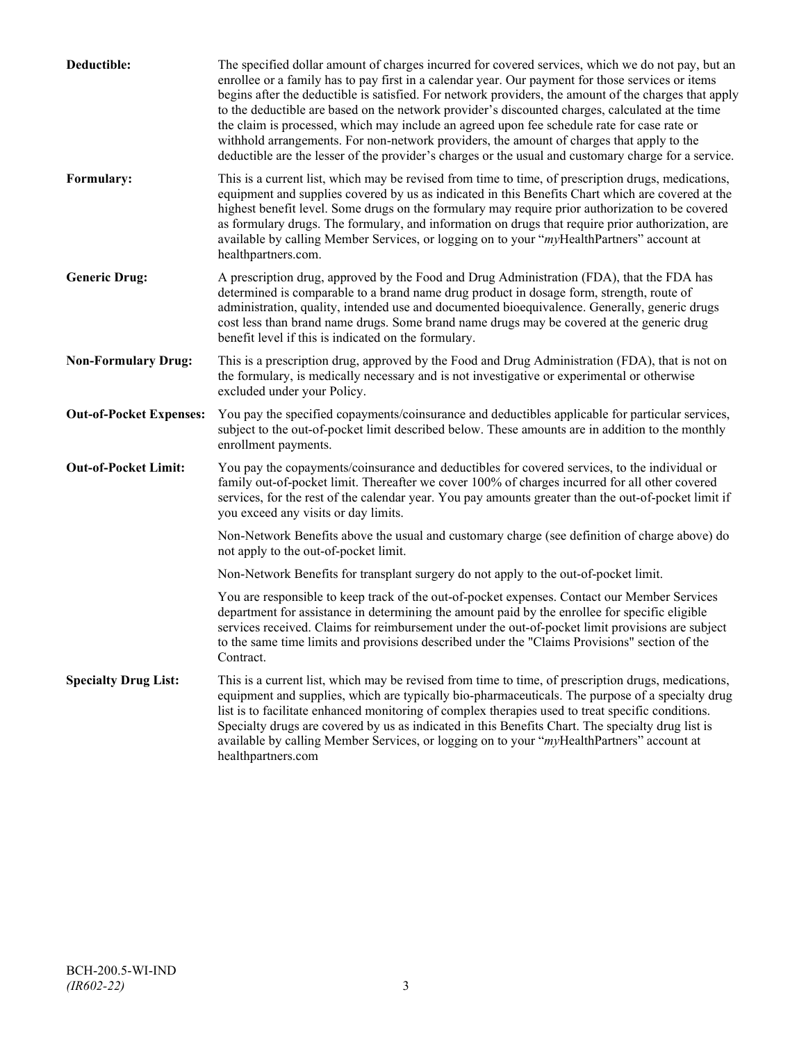**Deductible:** The specified dollar amount of charges incurred for covered services, which we do not pay, but an enrollee or a family has to pay first in a calendar year. Our payment for those services or items begins after the deductible is satisfied. For network providers, the amount of the charges that apply to the deductible are based on the network provider's discounted charges, calculated at the time the claim is processed, which may include an agreed upon fee schedule rate for case rate or withhold arrangements. For non-network providers, the amount of charges that apply to the deductible are the lesser of the provider's charges or the usual and customary charge for a service.

**Formulary:** This is a current list, which may be revised from time to time, of prescription drugs, medications, equipment and supplies covered by us as indicated in this Benefits Chart which are covered at the highest benefit level. Some drugs on the formulary may require prior authorization to be covered as formulary drugs. The formulary, and information on drugs that require prior authorization, are available by calling Member Services, or logging on to your "*my*HealthPartners" account at healthpartners.com.

**Generic Drug:** A prescription drug, approved by the Food and Drug Administration (FDA), that the FDA has determined is comparable to a brand name drug product in dosage form, strength, route of administration, quality, intended use and documented bioequivalence. Generally, generic drugs cost less than brand name drugs. Some brand name drugs may be covered at the generic drug benefit level if this is indicated on the formulary.

**Non-Formulary Drug:** This is a prescription drug, approved by the Food and Drug Administration (FDA), that is not on the formulary, is medically necessary and is not investigative or experimental or otherwise excluded under your Policy.

**Out-of-Pocket Expenses:** You pay the specified copayments/coinsurance and deductibles applicable for particular services, subject to the out-of-pocket limit described below. These amounts are in addition to the monthly enrollment payments.

**Out-of-Pocket Limit:** You pay the copayments/coinsurance and deductibles for covered services, to the individual or family out-of-pocket limit. Thereafter we cover 100% of charges incurred for all other covered services, for the rest of the calendar year. You pay amounts greater than the out-of-pocket limit if you exceed any visits or day limits.

Non-Network Benefits above the usual and customary charge (see definition of charge above) do not apply to the out-of-pocket limit.

Non-Network Benefits for transplant surgery do not apply to the out-of-pocket limit.

You are responsible to keep track of the out-of-pocket expenses. Contact our Member Services department for assistance in determining the amount paid by the enrollee for specific eligible services received. Claims for reimbursement under the out-of-pocket limit provisions are subject to the same time limits and provisions described under the "Claims Provisions" section of the Contract.

**Specialty Drug List:** This is a current list, which may be revised from time to time, of prescription drugs, medications, equipment and supplies, which are typically bio-pharmaceuticals. The purpose of a specialty drug list is to facilitate enhanced monitoring of complex therapies used to treat specific conditions. Specialty drugs are covered by us as indicated in this Benefits Chart. The specialty drug list is available by calling Member Services, or logging on to your "*my*HealthPartners" account at healthpartners.com

BCH-200.5-WI-IND
*(IR602-22)*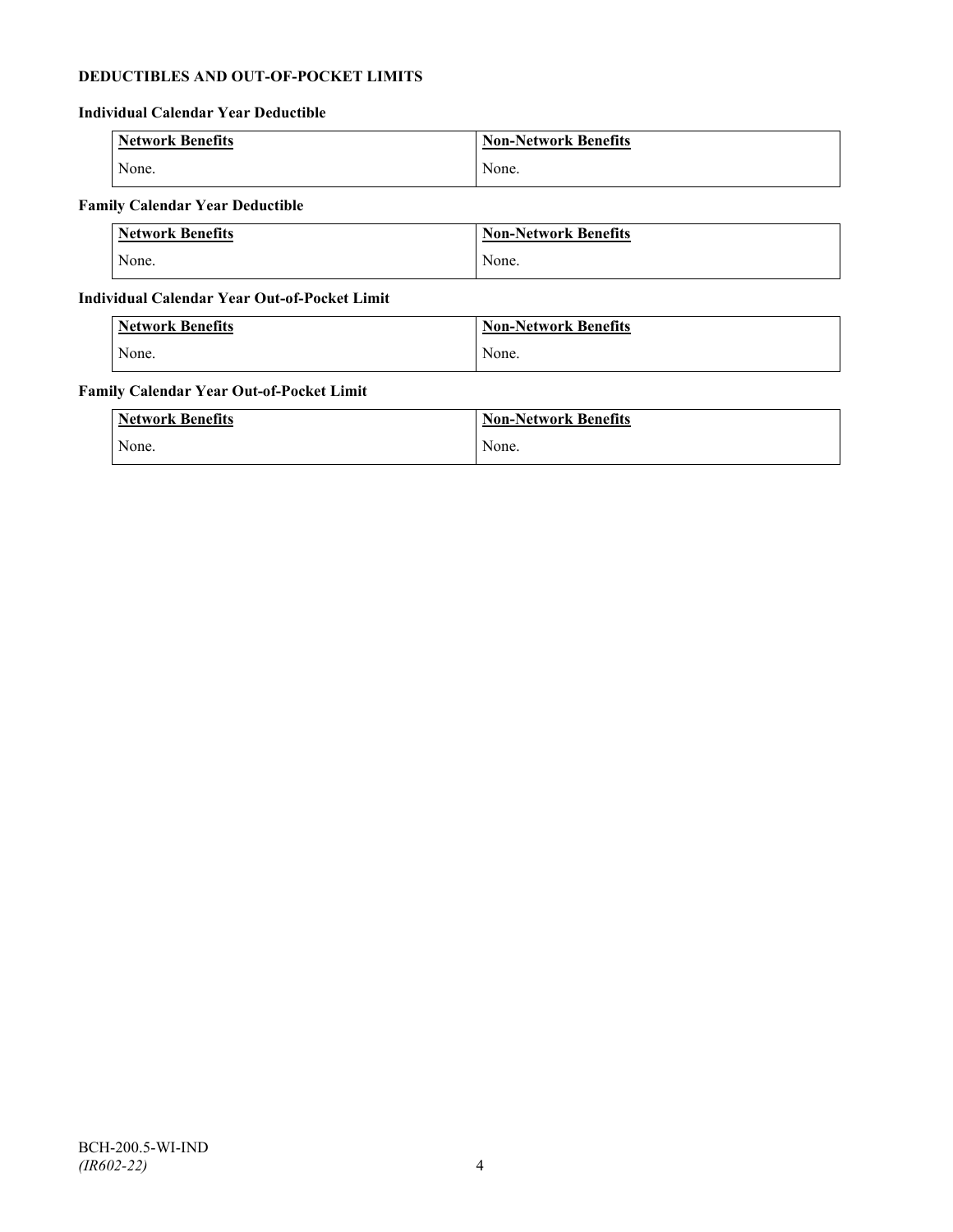**DEDUCTIBLES AND OUT-OF-POCKET LIMITS**

**Individual Calendar Year Deductible**

| Network Benefits | Non-Network Benefits |
|---|---|
| None. | None. |

**Family Calendar Year Deductible**

| Network Benefits | Non-Network Benefits |
|---|---|
| None. | None. |

**Individual Calendar Year Out-of-Pocket Limit**

| Network Benefits | Non-Network Benefits |
|---|---|
| None. | None. |

**Family Calendar Year Out-of-Pocket Limit**

| Network Benefits | Non-Network Benefits |
|---|---|
| None. | None. |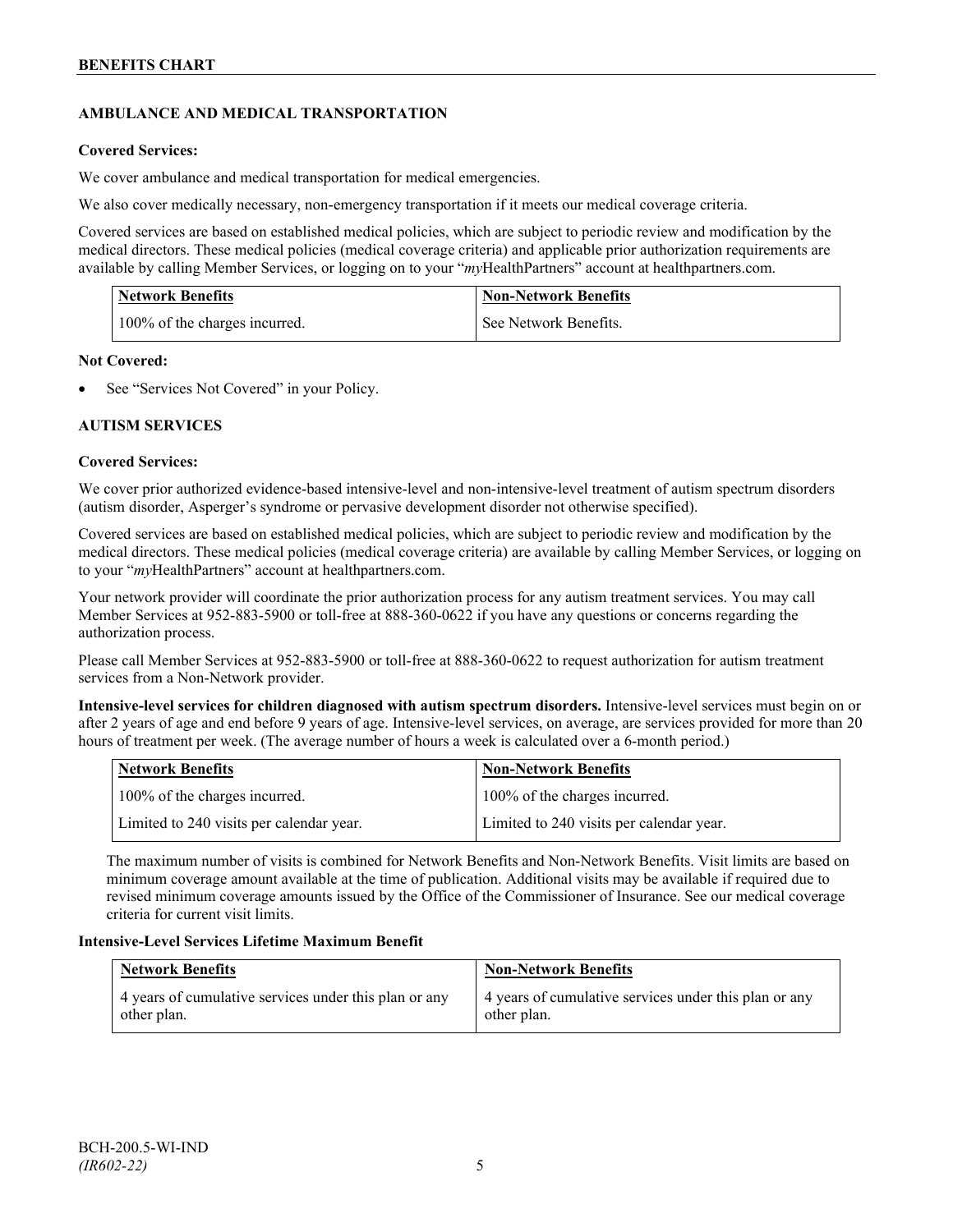## AMBULANCE AND MEDICAL TRANSPORTATION

**Covered Services:**

We cover ambulance and medical transportation for medical emergencies.

We also cover medically necessary, non-emergency transportation if it meets our medical coverage criteria.

Covered services are based on established medical policies, which are subject to periodic review and modification by the medical directors. These medical policies (medical coverage criteria) and applicable prior authorization requirements are available by calling Member Services, or logging on to your "*my*HealthPartners" account at healthpartners.com.

| Network Benefits | Non-Network Benefits |
|---|---|
| 100% of the charges incurred. | See Network Benefits. |

**Not Covered:**

- See "Services Not Covered" in your Policy.

## AUTISM SERVICES

**Covered Services:**

We cover prior authorized evidence-based intensive-level and non-intensive-level treatment of autism spectrum disorders (autism disorder, Asperger's syndrome or pervasive development disorder not otherwise specified).

Covered services are based on established medical policies, which are subject to periodic review and modification by the medical directors. These medical policies (medical coverage criteria) are available by calling Member Services, or logging on to your "*my*HealthPartners" account at healthpartners.com.

Your network provider will coordinate the prior authorization process for any autism treatment services. You may call Member Services at 952-883-5900 or toll-free at 888-360-0622 if you have any questions or concerns regarding the authorization process.

Please call Member Services at 952-883-5900 or toll-free at 888-360-0622 to request authorization for autism treatment services from a Non-Network provider.

**Intensive-level services for children diagnosed with autism spectrum disorders.** Intensive-level services must begin on or after 2 years of age and end before 9 years of age. Intensive-level services, on average, are services provided for more than 20 hours of treatment per week. (The average number of hours a week is calculated over a 6-month period.)

| Network Benefits | Non-Network Benefits |
|---|---|
| 100% of the charges incurred. | 100% of the charges incurred. |
| Limited to 240 visits per calendar year. | Limited to 240 visits per calendar year. |

The maximum number of visits is combined for Network Benefits and Non-Network Benefits. Visit limits are based on minimum coverage amount available at the time of publication. Additional visits may be available if required due to revised minimum coverage amounts issued by the Office of the Commissioner of Insurance. See our medical coverage criteria for current visit limits.

**Intensive-Level Services Lifetime Maximum Benefit**

| Network Benefits | Non-Network Benefits |
|---|---|
| 4 years of cumulative services under this plan or any other plan. | 4 years of cumulative services under this plan or any other plan. |

BCH-200.5-WI-IND
*(IR602-22)*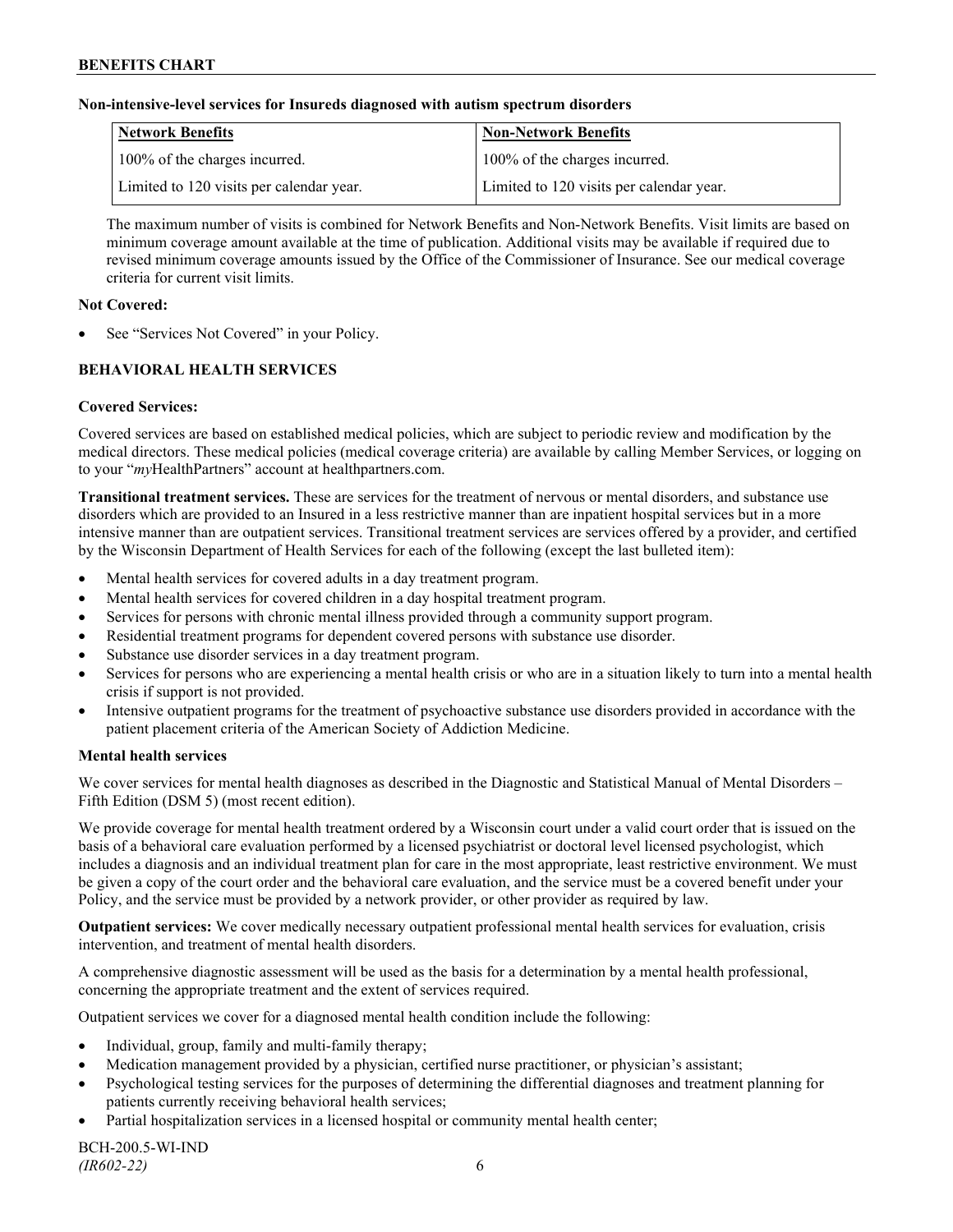**Non-intensive-level services for Insureds diagnosed with autism spectrum disorders**

| Network Benefits | Non-Network Benefits |
| --- | --- |
| 100% of the charges incurred. | 100% of the charges incurred. |
| Limited to 120 visits per calendar year. | Limited to 120 visits per calendar year. |

The maximum number of visits is combined for Network Benefits and Non-Network Benefits. Visit limits are based on minimum coverage amount available at the time of publication. Additional visits may be available if required due to revised minimum coverage amounts issued by the Office of the Commissioner of Insurance. See our medical coverage criteria for current visit limits.

**Not Covered:**

- See "Services Not Covered" in your Policy.

## BEHAVIORAL HEALTH SERVICES

**Covered Services:**

Covered services are based on established medical policies, which are subject to periodic review and modification by the medical directors. These medical policies (medical coverage criteria) are available by calling Member Services, or logging on to your "*my*HealthPartners" account at healthpartners.com.

**Transitional treatment services.** These are services for the treatment of nervous or mental disorders, and substance use disorders which are provided to an Insured in a less restrictive manner than are inpatient hospital services but in a more intensive manner than are outpatient services. Transitional treatment services are services offered by a provider, and certified by the Wisconsin Department of Health Services for each of the following (except the last bulleted item):

- Mental health services for covered adults in a day treatment program.
- Mental health services for covered children in a day hospital treatment program.
- Services for persons with chronic mental illness provided through a community support program.
- Residential treatment programs for dependent covered persons with substance use disorder.
- Substance use disorder services in a day treatment program.
- Services for persons who are experiencing a mental health crisis or who are in a situation likely to turn into a mental health crisis if support is not provided.
- Intensive outpatient programs for the treatment of psychoactive substance use disorders provided in accordance with the patient placement criteria of the American Society of Addiction Medicine.

**Mental health services**

We cover services for mental health diagnoses as described in the Diagnostic and Statistical Manual of Mental Disorders – Fifth Edition (DSM 5) (most recent edition).

We provide coverage for mental health treatment ordered by a Wisconsin court under a valid court order that is issued on the basis of a behavioral care evaluation performed by a licensed psychiatrist or doctoral level licensed psychologist, which includes a diagnosis and an individual treatment plan for care in the most appropriate, least restrictive environment. We must be given a copy of the court order and the behavioral care evaluation, and the service must be a covered benefit under your Policy, and the service must be provided by a network provider, or other provider as required by law.

**Outpatient services:** We cover medically necessary outpatient professional mental health services for evaluation, crisis intervention, and treatment of mental health disorders.

A comprehensive diagnostic assessment will be used as the basis for a determination by a mental health professional, concerning the appropriate treatment and the extent of services required.

Outpatient services we cover for a diagnosed mental health condition include the following:

- Individual, group, family and multi-family therapy;
- Medication management provided by a physician, certified nurse practitioner, or physician's assistant;
- Psychological testing services for the purposes of determining the differential diagnoses and treatment planning for patients currently receiving behavioral health services;
- Partial hospitalization services in a licensed hospital or community mental health center;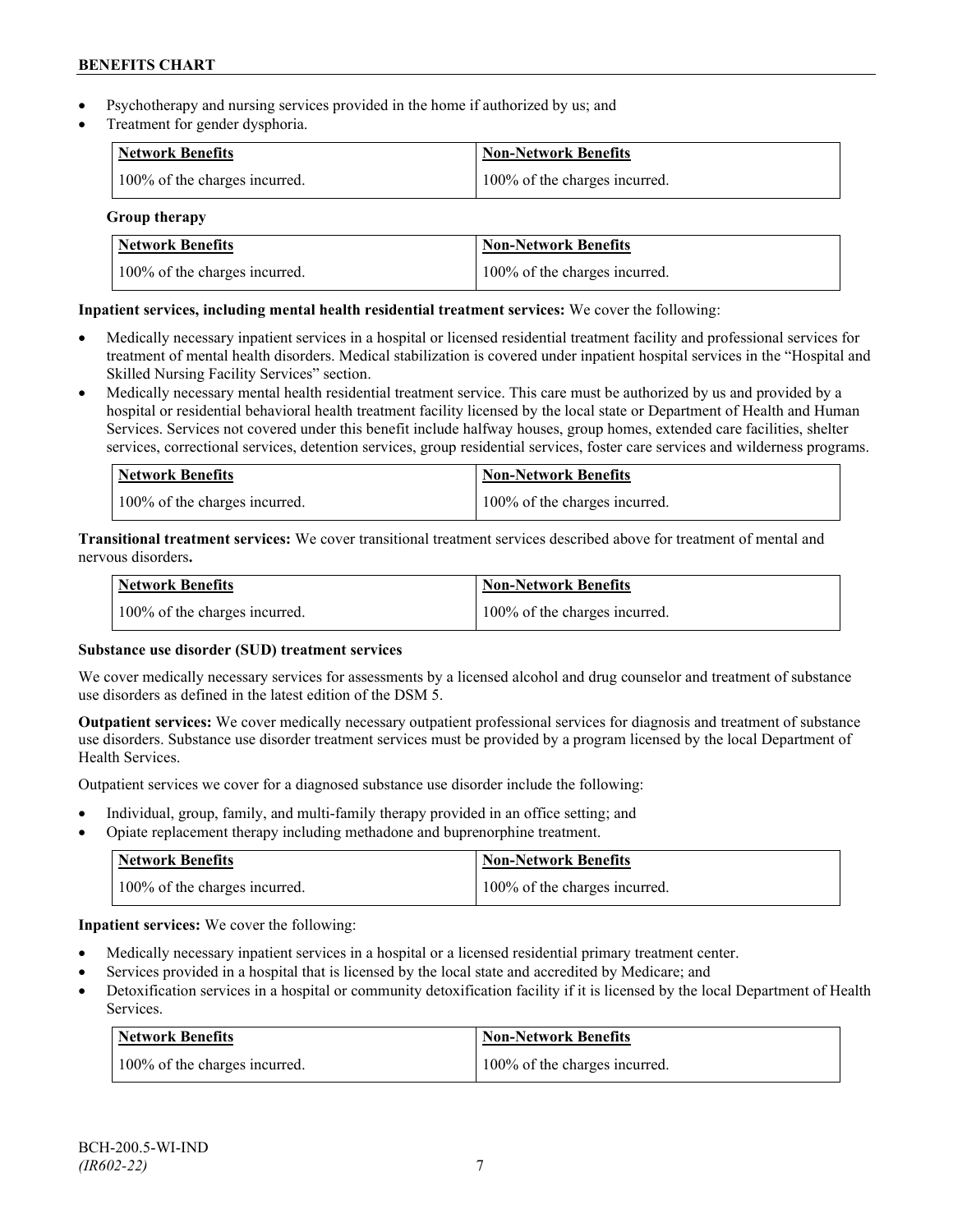- Psychotherapy and nursing services provided in the home if authorized by us; and
- Treatment for gender dysphoria.

| Network Benefits | Non-Network Benefits |
|---|---|
| 100% of the charges incurred. | 100% of the charges incurred. |

**Group therapy**

| Network Benefits | Non-Network Benefits |
|---|---|
| 100% of the charges incurred. | 100% of the charges incurred. |

**Inpatient services, including mental health residential treatment services:** We cover the following:

- Medically necessary inpatient services in a hospital or licensed residential treatment facility and professional services for treatment of mental health disorders. Medical stabilization is covered under inpatient hospital services in the "Hospital and Skilled Nursing Facility Services" section.
- Medically necessary mental health residential treatment service. This care must be authorized by us and provided by a hospital or residential behavioral health treatment facility licensed by the local state or Department of Health and Human Services. Services not covered under this benefit include halfway houses, group homes, extended care facilities, shelter services, correctional services, detention services, group residential services, foster care services and wilderness programs.

| Network Benefits | Non-Network Benefits |
|---|---|
| 100% of the charges incurred. | 100% of the charges incurred. |

**Transitional treatment services:** We cover transitional treatment services described above for treatment of mental and nervous disorders**.**

| Network Benefits | Non-Network Benefits |
|---|---|
| 100% of the charges incurred. | 100% of the charges incurred. |

**Substance use disorder (SUD) treatment services**

We cover medically necessary services for assessments by a licensed alcohol and drug counselor and treatment of substance use disorders as defined in the latest edition of the DSM 5.

**Outpatient services:** We cover medically necessary outpatient professional services for diagnosis and treatment of substance use disorders. Substance use disorder treatment services must be provided by a program licensed by the local Department of Health Services.

Outpatient services we cover for a diagnosed substance use disorder include the following:

- Individual, group, family, and multi-family therapy provided in an office setting; and
- Opiate replacement therapy including methadone and buprenorphine treatment.

| Network Benefits | Non-Network Benefits |
|---|---|
| 100% of the charges incurred. | 100% of the charges incurred. |

**Inpatient services:** We cover the following:

- Medically necessary inpatient services in a hospital or a licensed residential primary treatment center.
- Services provided in a hospital that is licensed by the local state and accredited by Medicare; and
- Detoxification services in a hospital or community detoxification facility if it is licensed by the local Department of Health Services.

| Network Benefits | Non-Network Benefits |
|---|---|
| 100% of the charges incurred. | 100% of the charges incurred. |

BCH-200.5-WI-IND
*(IR602-22)*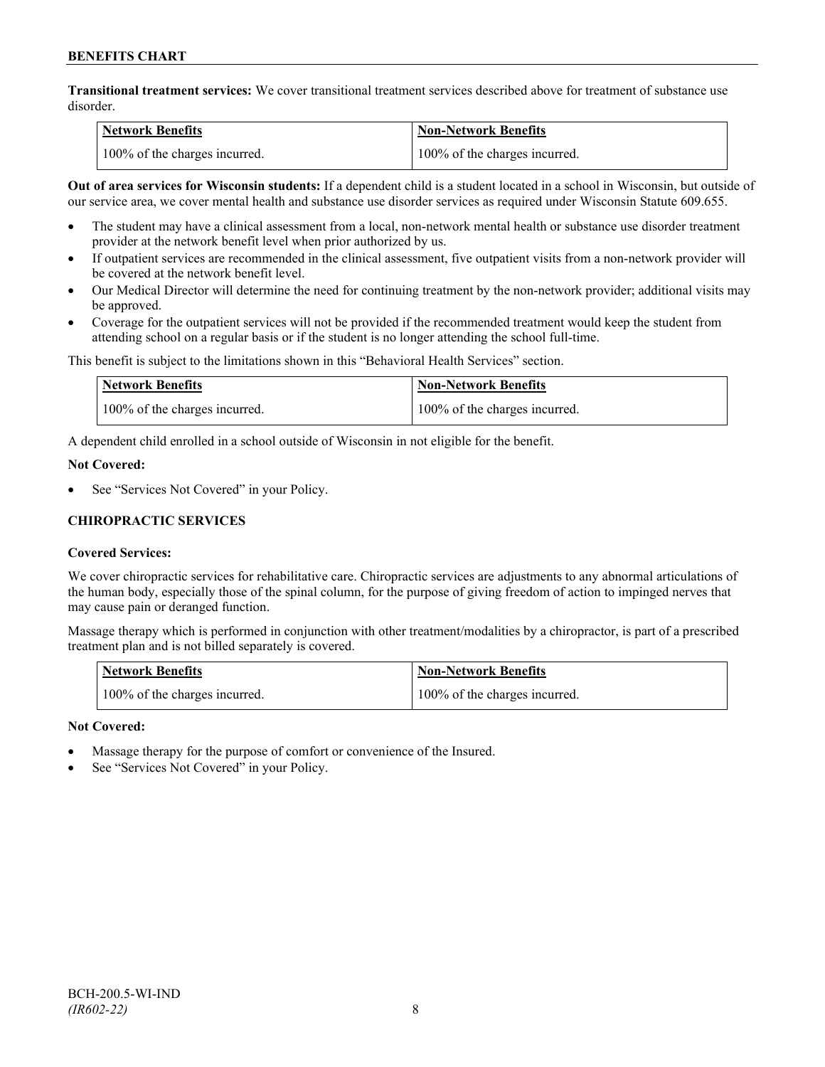**Transitional treatment services:** We cover transitional treatment services described above for treatment of substance use disorder.

| Network Benefits | Non-Network Benefits |
| --- | --- |
| 100% of the charges incurred. | 100% of the charges incurred. |

**Out of area services for Wisconsin students:** If a dependent child is a student located in a school in Wisconsin, but outside of our service area, we cover mental health and substance use disorder services as required under Wisconsin Statute 609.655.

- The student may have a clinical assessment from a local, non-network mental health or substance use disorder treatment provider at the network benefit level when prior authorized by us.
- If outpatient services are recommended in the clinical assessment, five outpatient visits from a non-network provider will be covered at the network benefit level.
- Our Medical Director will determine the need for continuing treatment by the non-network provider; additional visits may be approved.
- Coverage for the outpatient services will not be provided if the recommended treatment would keep the student from attending school on a regular basis or if the student is no longer attending the school full-time.

This benefit is subject to the limitations shown in this "Behavioral Health Services" section.

| Network Benefits | Non-Network Benefits |
| --- | --- |
| 100% of the charges incurred. | 100% of the charges incurred. |

A dependent child enrolled in a school outside of Wisconsin in not eligible for the benefit.

**Not Covered:**

- See "Services Not Covered" in your Policy.

## CHIROPRACTIC SERVICES

**Covered Services:**

We cover chiropractic services for rehabilitative care. Chiropractic services are adjustments to any abnormal articulations of the human body, especially those of the spinal column, for the purpose of giving freedom of action to impinged nerves that may cause pain or deranged function.

Massage therapy which is performed in conjunction with other treatment/modalities by a chiropractor, is part of a prescribed treatment plan and is not billed separately is covered.

| Network Benefits | Non-Network Benefits |
| --- | --- |
| 100% of the charges incurred. | 100% of the charges incurred. |

**Not Covered:**

- Massage therapy for the purpose of comfort or convenience of the Insured.
- See "Services Not Covered" in your Policy.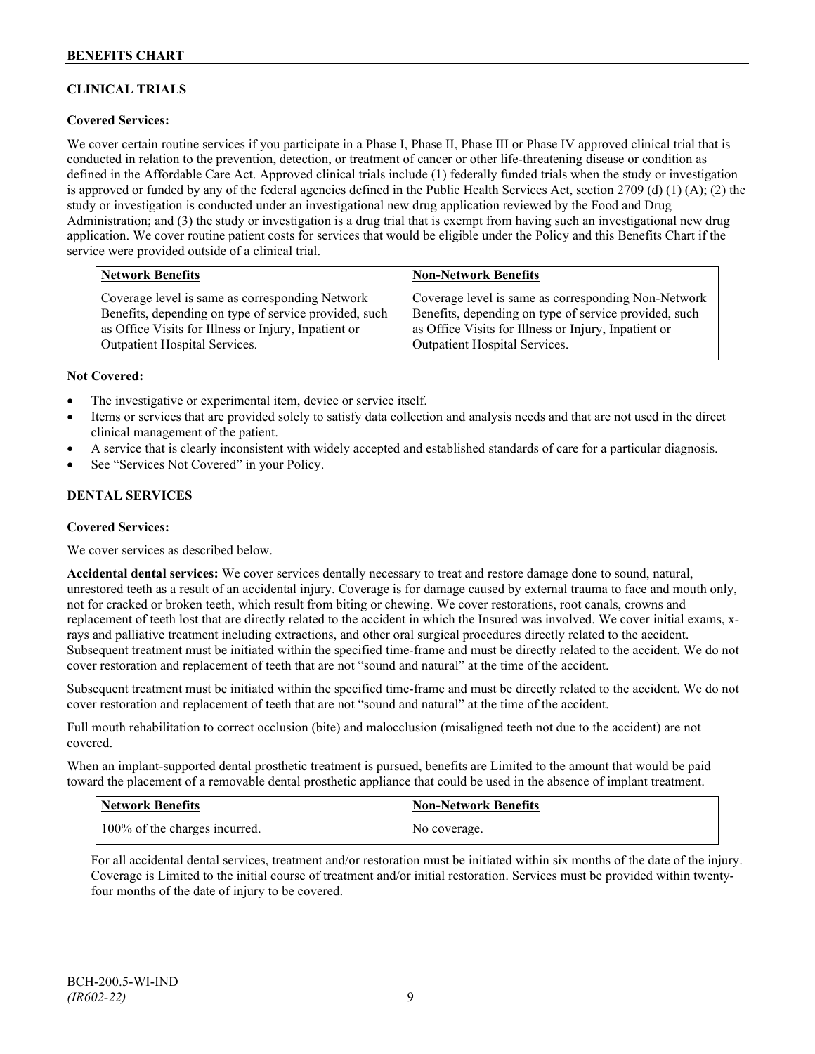## CLINICAL TRIALS

**Covered Services:**

We cover certain routine services if you participate in a Phase I, Phase II, Phase III or Phase IV approved clinical trial that is conducted in relation to the prevention, detection, or treatment of cancer or other life-threatening disease or condition as defined in the Affordable Care Act. Approved clinical trials include (1) federally funded trials when the study or investigation is approved or funded by any of the federal agencies defined in the Public Health Services Act, section 2709 (d) (1) (A); (2) the study or investigation is conducted under an investigational new drug application reviewed by the Food and Drug Administration; and (3) the study or investigation is a drug trial that is exempt from having such an investigational new drug application. We cover routine patient costs for services that would be eligible under the Policy and this Benefits Chart if the service were provided outside of a clinical trial.

| Network Benefits | Non-Network Benefits |
|---|---|
| Coverage level is same as corresponding Network Benefits, depending on type of service provided, such as Office Visits for Illness or Injury, Inpatient or Outpatient Hospital Services. | Coverage level is same as corresponding Non-Network Benefits, depending on type of service provided, such as Office Visits for Illness or Injury, Inpatient or Outpatient Hospital Services. |

**Not Covered:**

- The investigative or experimental item, device or service itself.
- Items or services that are provided solely to satisfy data collection and analysis needs and that are not used in the direct clinical management of the patient.
- A service that is clearly inconsistent with widely accepted and established standards of care for a particular diagnosis.
- See "Services Not Covered" in your Policy.

## DENTAL SERVICES

**Covered Services:**

We cover services as described below.

**Accidental dental services:** We cover services dentally necessary to treat and restore damage done to sound, natural, unrestored teeth as a result of an accidental injury. Coverage is for damage caused by external trauma to face and mouth only, not for cracked or broken teeth, which result from biting or chewing. We cover restorations, root canals, crowns and replacement of teeth lost that are directly related to the accident in which the Insured was involved. We cover initial exams, x-rays and palliative treatment including extractions, and other oral surgical procedures directly related to the accident. Subsequent treatment must be initiated within the specified time-frame and must be directly related to the accident. We do not cover restoration and replacement of teeth that are not "sound and natural" at the time of the accident.

Subsequent treatment must be initiated within the specified time-frame and must be directly related to the accident. We do not cover restoration and replacement of teeth that are not "sound and natural" at the time of the accident.

Full mouth rehabilitation to correct occlusion (bite) and malocclusion (misaligned teeth not due to the accident) are not covered.

When an implant-supported dental prosthetic treatment is pursued, benefits are Limited to the amount that would be paid toward the placement of a removable dental prosthetic appliance that could be used in the absence of implant treatment.

| Network Benefits | Non-Network Benefits |
|---|---|
| 100% of the charges incurred. | No coverage. |

For all accidental dental services, treatment and/or restoration must be initiated within six months of the date of the injury. Coverage is Limited to the initial course of treatment and/or initial restoration. Services must be provided within twenty-four months of the date of injury to be covered.

BCH-200.5-WI-IND
*(IR602-22)*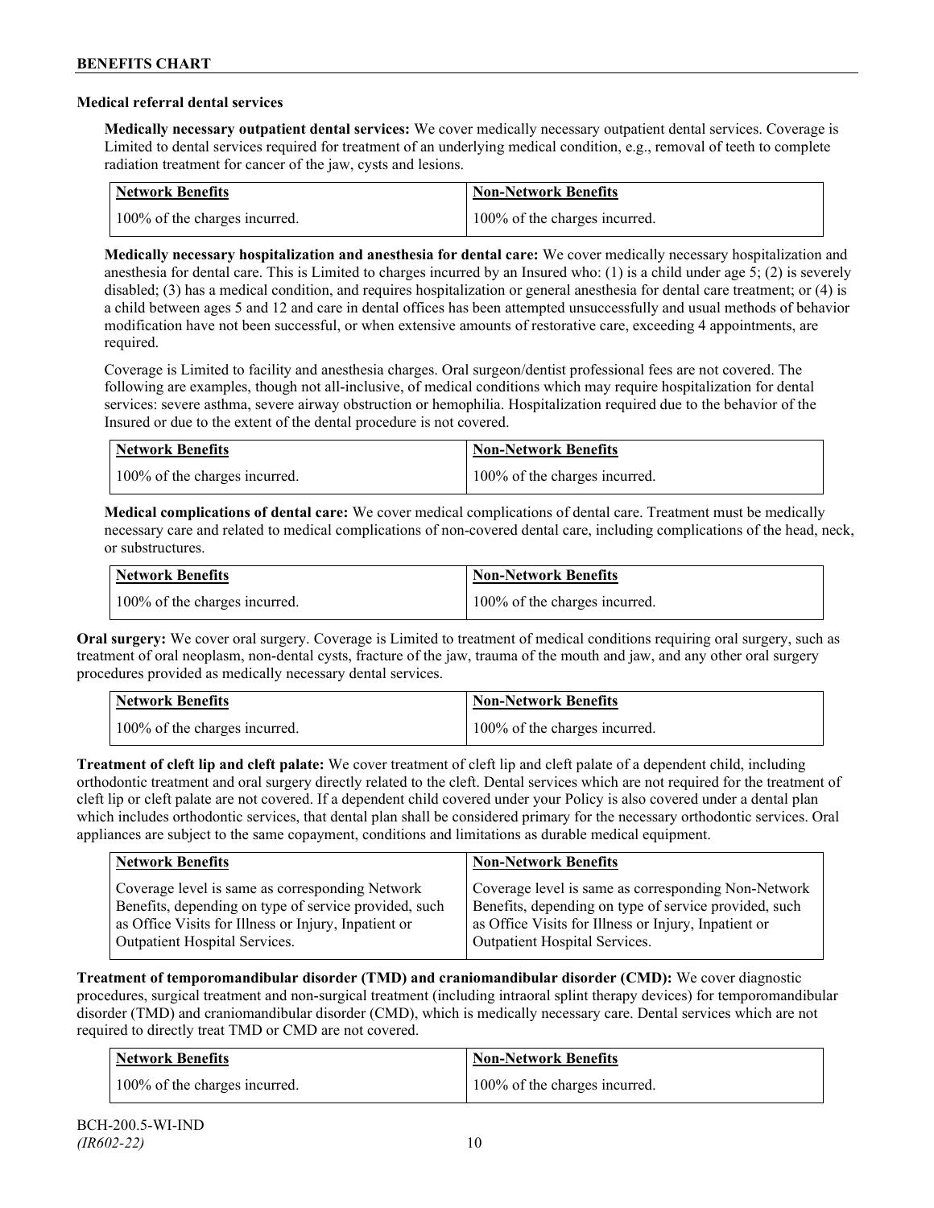**Medical referral dental services**

**Medically necessary outpatient dental services:** We cover medically necessary outpatient dental services. Coverage is Limited to dental services required for treatment of an underlying medical condition, e.g., removal of teeth to complete radiation treatment for cancer of the jaw, cysts and lesions.

| Network Benefits | Non-Network Benefits |
|---|---|
| 100% of the charges incurred. | 100% of the charges incurred. |

**Medically necessary hospitalization and anesthesia for dental care:** We cover medically necessary hospitalization and anesthesia for dental care. This is Limited to charges incurred by an Insured who: (1) is a child under age 5; (2) is severely disabled; (3) has a medical condition, and requires hospitalization or general anesthesia for dental care treatment; or (4) is a child between ages 5 and 12 and care in dental offices has been attempted unsuccessfully and usual methods of behavior modification have not been successful, or when extensive amounts of restorative care, exceeding 4 appointments, are required.

Coverage is Limited to facility and anesthesia charges. Oral surgeon/dentist professional fees are not covered. The following are examples, though not all-inclusive, of medical conditions which may require hospitalization for dental services: severe asthma, severe airway obstruction or hemophilia. Hospitalization required due to the behavior of the Insured or due to the extent of the dental procedure is not covered.

| Network Benefits | Non-Network Benefits |
|---|---|
| 100% of the charges incurred. | 100% of the charges incurred. |

**Medical complications of dental care:** We cover medical complications of dental care. Treatment must be medically necessary care and related to medical complications of non-covered dental care, including complications of the head, neck, or substructures.

| Network Benefits | Non-Network Benefits |
|---|---|
| 100% of the charges incurred. | 100% of the charges incurred. |

**Oral surgery:** We cover oral surgery. Coverage is Limited to treatment of medical conditions requiring oral surgery, such as treatment of oral neoplasm, non-dental cysts, fracture of the jaw, trauma of the mouth and jaw, and any other oral surgery procedures provided as medically necessary dental services.

| Network Benefits | Non-Network Benefits |
|---|---|
| 100% of the charges incurred. | 100% of the charges incurred. |

**Treatment of cleft lip and cleft palate:** We cover treatment of cleft lip and cleft palate of a dependent child, including orthodontic treatment and oral surgery directly related to the cleft. Dental services which are not required for the treatment of cleft lip or cleft palate are not covered. If a dependent child covered under your Policy is also covered under a dental plan which includes orthodontic services, that dental plan shall be considered primary for the necessary orthodontic services. Oral appliances are subject to the same copayment, conditions and limitations as durable medical equipment.

| Network Benefits | Non-Network Benefits |
|---|---|
| Coverage level is same as corresponding Network Benefits, depending on type of service provided, such as Office Visits for Illness or Injury, Inpatient or Outpatient Hospital Services. | Coverage level is same as corresponding Non-Network Benefits, depending on type of service provided, such as Office Visits for Illness or Injury, Inpatient or Outpatient Hospital Services. |

**Treatment of temporomandibular disorder (TMD) and craniomandibular disorder (CMD):** We cover diagnostic procedures, surgical treatment and non-surgical treatment (including intraoral splint therapy devices) for temporomandibular disorder (TMD) and craniomandibular disorder (CMD), which is medically necessary care. Dental services which are not required to directly treat TMD or CMD are not covered.

| Network Benefits | Non-Network Benefits |
|---|---|
| 100% of the charges incurred. | 100% of the charges incurred. |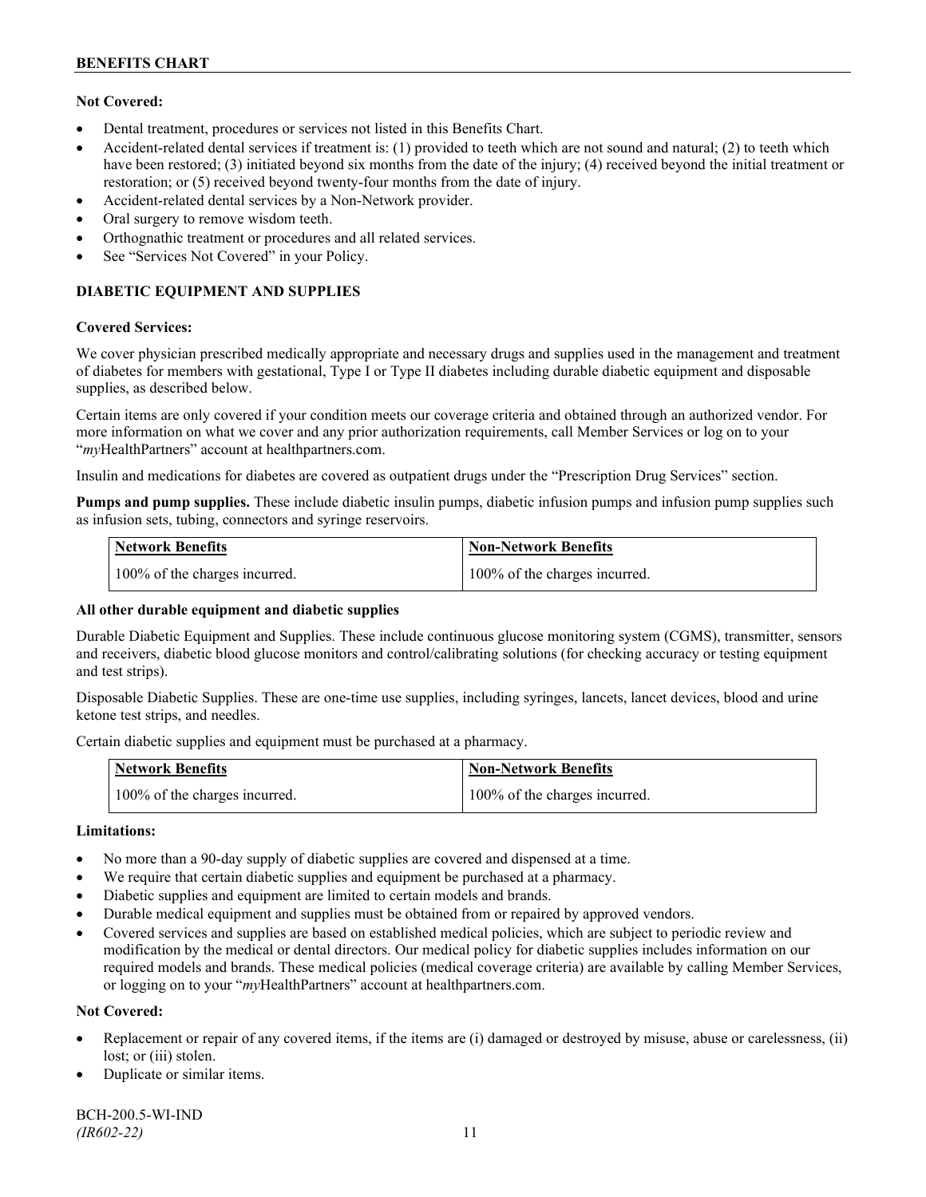**Not Covered:**

- Dental treatment, procedures or services not listed in this Benefits Chart.
- Accident-related dental services if treatment is: (1) provided to teeth which are not sound and natural; (2) to teeth which have been restored; (3) initiated beyond six months from the date of the injury; (4) received beyond the initial treatment or restoration; or (5) received beyond twenty-four months from the date of injury.
- Accident-related dental services by a Non-Network provider.
- Oral surgery to remove wisdom teeth.
- Orthognathic treatment or procedures and all related services.
- See "Services Not Covered" in your Policy.

## DIABETIC EQUIPMENT AND SUPPLIES

**Covered Services:**

We cover physician prescribed medically appropriate and necessary drugs and supplies used in the management and treatment of diabetes for members with gestational, Type I or Type II diabetes including durable diabetic equipment and disposable supplies, as described below.

Certain items are only covered if your condition meets our coverage criteria and obtained through an authorized vendor. For more information on what we cover and any prior authorization requirements, call Member Services or log on to your "*my*HealthPartners" account at healthpartners.com.

Insulin and medications for diabetes are covered as outpatient drugs under the "Prescription Drug Services" section.

**Pumps and pump supplies.** These include diabetic insulin pumps, diabetic infusion pumps and infusion pump supplies such as infusion sets, tubing, connectors and syringe reservoirs.

| Network Benefits | Non-Network Benefits |
|---|---|
| 100% of the charges incurred. | 100% of the charges incurred. |

**All other durable equipment and diabetic supplies**

Durable Diabetic Equipment and Supplies. These include continuous glucose monitoring system (CGMS), transmitter, sensors and receivers, diabetic blood glucose monitors and control/calibrating solutions (for checking accuracy or testing equipment and test strips).

Disposable Diabetic Supplies. These are one-time use supplies, including syringes, lancets, lancet devices, blood and urine ketone test strips, and needles.

Certain diabetic supplies and equipment must be purchased at a pharmacy.

| Network Benefits | Non-Network Benefits |
|---|---|
| 100% of the charges incurred. | 100% of the charges incurred. |

**Limitations:**

- No more than a 90-day supply of diabetic supplies are covered and dispensed at a time.
- We require that certain diabetic supplies and equipment be purchased at a pharmacy.
- Diabetic supplies and equipment are limited to certain models and brands.
- Durable medical equipment and supplies must be obtained from or repaired by approved vendors.
- Covered services and supplies are based on established medical policies, which are subject to periodic review and modification by the medical or dental directors. Our medical policy for diabetic supplies includes information on our required models and brands. These medical policies (medical coverage criteria) are available by calling Member Services, or logging on to your "*my*HealthPartners" account at healthpartners.com.

**Not Covered:**

- Replacement or repair of any covered items, if the items are (i) damaged or destroyed by misuse, abuse or carelessness, (ii) lost; or (iii) stolen.
- Duplicate or similar items.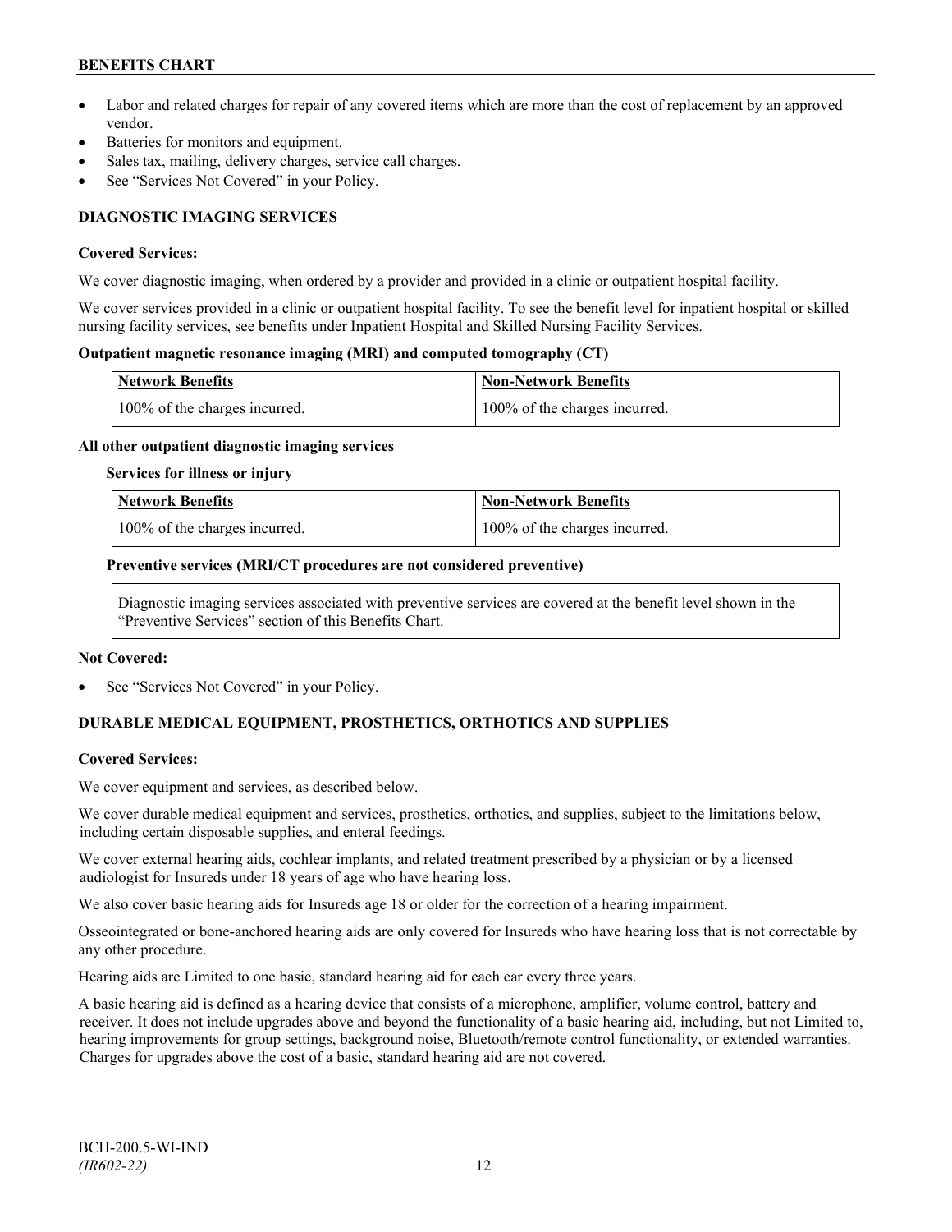- Labor and related charges for repair of any covered items which are more than the cost of replacement by an approved vendor.
- Batteries for monitors and equipment.
- Sales tax, mailing, delivery charges, service call charges.
- See "Services Not Covered" in your Policy.

## DIAGNOSTIC IMAGING SERVICES

**Covered Services:**

We cover diagnostic imaging, when ordered by a provider and provided in a clinic or outpatient hospital facility.

We cover services provided in a clinic or outpatient hospital facility. To see the benefit level for inpatient hospital or skilled nursing facility services, see benefits under Inpatient Hospital and Skilled Nursing Facility Services.

**Outpatient magnetic resonance imaging (MRI) and computed tomography (CT)**

| Network Benefits | Non-Network Benefits |
| --- | --- |
| 100% of the charges incurred. | 100% of the charges incurred. |

**All other outpatient diagnostic imaging services**

**Services for illness or injury**

| Network Benefits | Non-Network Benefits |
| --- | --- |
| 100% of the charges incurred. | 100% of the charges incurred. |

**Preventive services (MRI/CT procedures are not considered preventive)**

Diagnostic imaging services associated with preventive services are covered at the benefit level shown in the "Preventive Services" section of this Benefits Chart.

**Not Covered:**

- See "Services Not Covered" in your Policy.

## DURABLE MEDICAL EQUIPMENT, PROSTHETICS, ORTHOTICS AND SUPPLIES

**Covered Services:**

We cover equipment and services, as described below.

We cover durable medical equipment and services, prosthetics, orthotics, and supplies, subject to the limitations below, including certain disposable supplies, and enteral feedings.

We cover external hearing aids, cochlear implants, and related treatment prescribed by a physician or by a licensed audiologist for Insureds under 18 years of age who have hearing loss.

We also cover basic hearing aids for Insureds age 18 or older for the correction of a hearing impairment.

Osseointegrated or bone-anchored hearing aids are only covered for Insureds who have hearing loss that is not correctable by any other procedure.

Hearing aids are Limited to one basic, standard hearing aid for each ear every three years.

A basic hearing aid is defined as a hearing device that consists of a microphone, amplifier, volume control, battery and receiver. It does not include upgrades above and beyond the functionality of a basic hearing aid, including, but not Limited to, hearing improvements for group settings, background noise, Bluetooth/remote control functionality, or extended warranties. Charges for upgrades above the cost of a basic, standard hearing aid are not covered.

BCH-200.5-WI-IND
*(IR602-22)*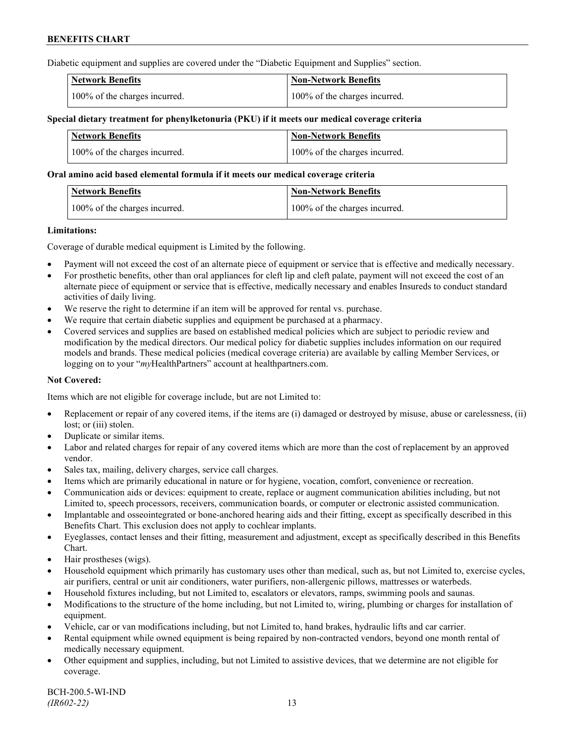Diabetic equipment and supplies are covered under the "Diabetic Equipment and Supplies" section.

| Network Benefits | Non-Network Benefits |
|---|---|
| 100% of the charges incurred. | 100% of the charges incurred. |

**Special dietary treatment for phenylketonuria (PKU) if it meets our medical coverage criteria**

| Network Benefits | Non-Network Benefits |
|---|---|
| 100% of the charges incurred. | 100% of the charges incurred. |

**Oral amino acid based elemental formula if it meets our medical coverage criteria**

| Network Benefits | Non-Network Benefits |
|---|---|
| 100% of the charges incurred. | 100% of the charges incurred. |

**Limitations:**

Coverage of durable medical equipment is Limited by the following.

- Payment will not exceed the cost of an alternate piece of equipment or service that is effective and medically necessary.
- For prosthetic benefits, other than oral appliances for cleft lip and cleft palate, payment will not exceed the cost of an alternate piece of equipment or service that is effective, medically necessary and enables Insureds to conduct standard activities of daily living.
- We reserve the right to determine if an item will be approved for rental vs. purchase.
- We require that certain diabetic supplies and equipment be purchased at a pharmacy.
- Covered services and supplies are based on established medical policies which are subject to periodic review and modification by the medical directors. Our medical policy for diabetic supplies includes information on our required models and brands. These medical policies (medical coverage criteria) are available by calling Member Services, or logging on to your "*my*HealthPartners" account at healthpartners.com.

**Not Covered:**

Items which are not eligible for coverage include, but are not Limited to:

- Replacement or repair of any covered items, if the items are (i) damaged or destroyed by misuse, abuse or carelessness, (ii) lost; or (iii) stolen.
- Duplicate or similar items.
- Labor and related charges for repair of any covered items which are more than the cost of replacement by an approved vendor.
- Sales tax, mailing, delivery charges, service call charges.
- Items which are primarily educational in nature or for hygiene, vocation, comfort, convenience or recreation.
- Communication aids or devices: equipment to create, replace or augment communication abilities including, but not Limited to, speech processors, receivers, communication boards, or computer or electronic assisted communication.
- Implantable and osseointegrated or bone-anchored hearing aids and their fitting, except as specifically described in this Benefits Chart. This exclusion does not apply to cochlear implants.
- Eyeglasses, contact lenses and their fitting, measurement and adjustment, except as specifically described in this Benefits Chart.
- Hair prostheses (wigs).
- Household equipment which primarily has customary uses other than medical, such as, but not Limited to, exercise cycles, air purifiers, central or unit air conditioners, water purifiers, non-allergenic pillows, mattresses or waterbeds.
- Household fixtures including, but not Limited to, escalators or elevators, ramps, swimming pools and saunas.
- Modifications to the structure of the home including, but not Limited to, wiring, plumbing or charges for installation of equipment.
- Vehicle, car or van modifications including, but not Limited to, hand brakes, hydraulic lifts and car carrier.
- Rental equipment while owned equipment is being repaired by non-contracted vendors, beyond one month rental of medically necessary equipment.
- Other equipment and supplies, including, but not Limited to assistive devices, that we determine are not eligible for coverage.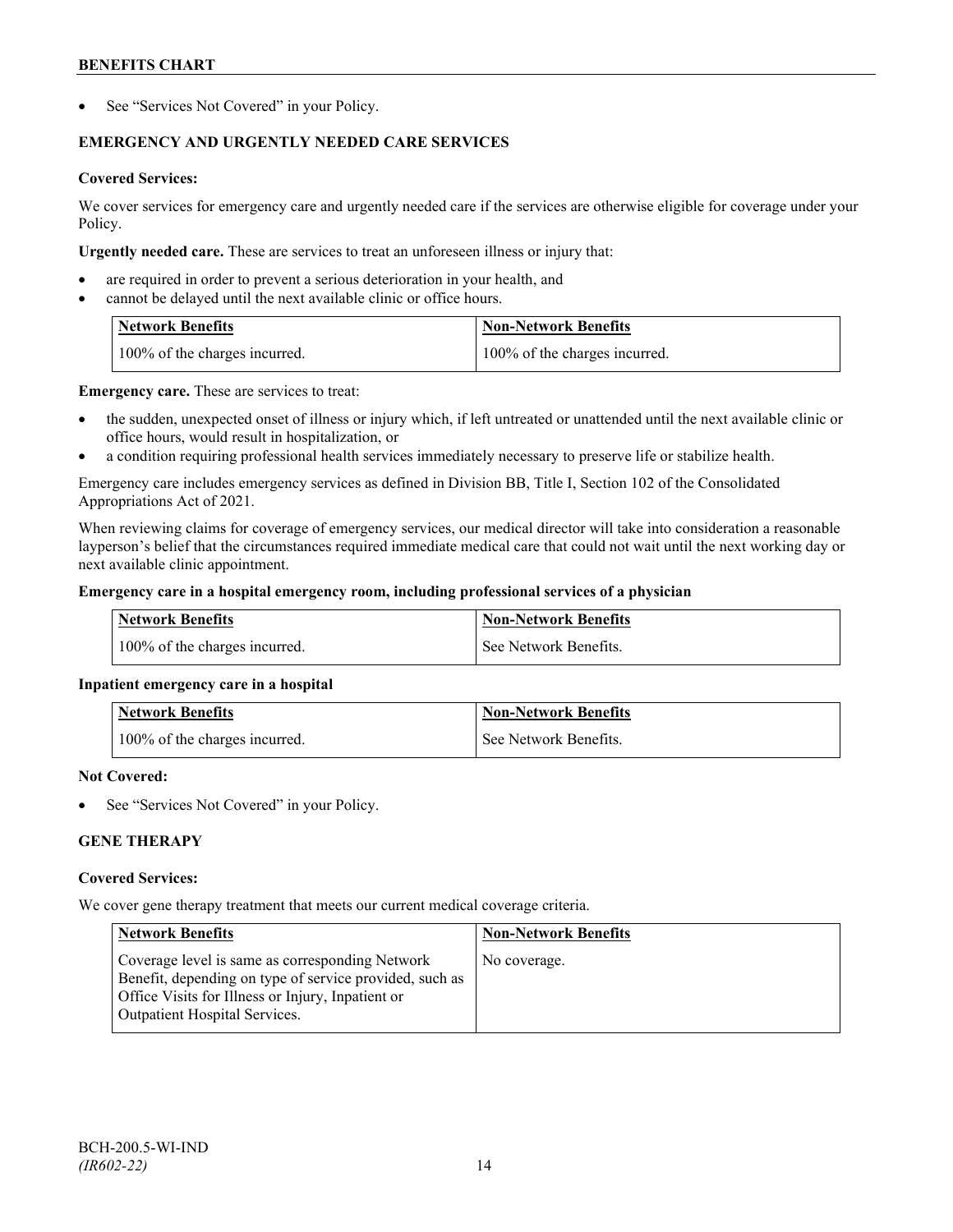- See "Services Not Covered" in your Policy.

## EMERGENCY AND URGENTLY NEEDED CARE SERVICES

**Covered Services:**

We cover services for emergency care and urgently needed care if the services are otherwise eligible for coverage under your Policy.

**Urgently needed care.** These are services to treat an unforeseen illness or injury that:

- are required in order to prevent a serious deterioration in your health, and
- cannot be delayed until the next available clinic or office hours.

| Network Benefits | Non-Network Benefits |
| --- | --- |
| 100% of the charges incurred. | 100% of the charges incurred. |

**Emergency care.** These are services to treat:

- the sudden, unexpected onset of illness or injury which, if left untreated or unattended until the next available clinic or office hours, would result in hospitalization, or
- a condition requiring professional health services immediately necessary to preserve life or stabilize health.

Emergency care includes emergency services as defined in Division BB, Title I, Section 102 of the Consolidated Appropriations Act of 2021.

When reviewing claims for coverage of emergency services, our medical director will take into consideration a reasonable layperson's belief that the circumstances required immediate medical care that could not wait until the next working day or next available clinic appointment.

**Emergency care in a hospital emergency room, including professional services of a physician**

| Network Benefits | Non-Network Benefits |
| --- | --- |
| 100% of the charges incurred. | See Network Benefits. |

**Inpatient emergency care in a hospital**

| Network Benefits | Non-Network Benefits |
| --- | --- |
| 100% of the charges incurred. | See Network Benefits. |

**Not Covered:**

- See "Services Not Covered" in your Policy.

## GENE THERAPY

**Covered Services:**

We cover gene therapy treatment that meets our current medical coverage criteria.

| Network Benefits | Non-Network Benefits |
| --- | --- |
| Coverage level is same as corresponding Network Benefit, depending on type of service provided, such as Office Visits for Illness or Injury, Inpatient or Outpatient Hospital Services. | No coverage. |

BCH-200.5-WI-IND
*(IR602-22)*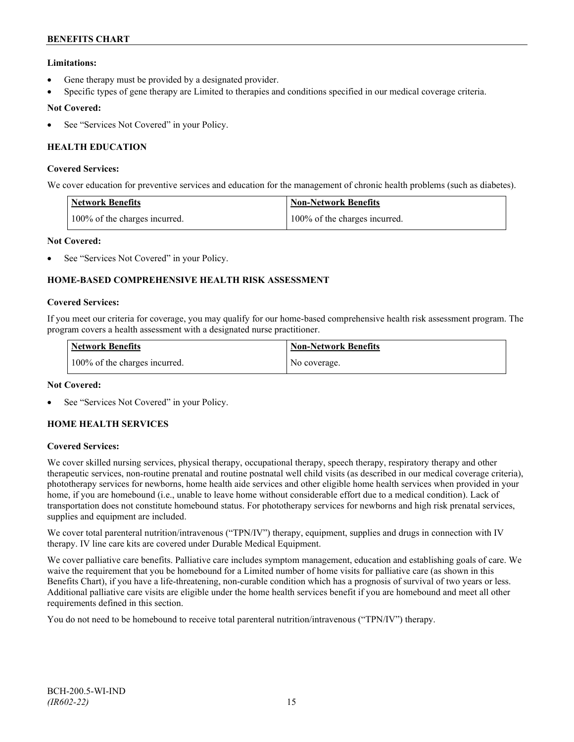**Limitations:**

- Gene therapy must be provided by a designated provider.
- Specific types of gene therapy are Limited to therapies and conditions specified in our medical coverage criteria.

**Not Covered:**

- See "Services Not Covered" in your Policy.

## HEALTH EDUCATION

**Covered Services:**

We cover education for preventive services and education for the management of chronic health problems (such as diabetes).

| Network Benefits | Non-Network Benefits |
|---|---|
| 100% of the charges incurred. | 100% of the charges incurred. |

**Not Covered:**

- See "Services Not Covered" in your Policy.

## HOME-BASED COMPREHENSIVE HEALTH RISK ASSESSMENT

**Covered Services:**

If you meet our criteria for coverage, you may qualify for our home-based comprehensive health risk assessment program. The program covers a health assessment with a designated nurse practitioner.

| Network Benefits | Non-Network Benefits |
|---|---|
| 100% of the charges incurred. | No coverage. |

**Not Covered:**

- See "Services Not Covered" in your Policy.

## HOME HEALTH SERVICES

**Covered Services:**

We cover skilled nursing services, physical therapy, occupational therapy, speech therapy, respiratory therapy and other therapeutic services, non-routine prenatal and routine postnatal well child visits (as described in our medical coverage criteria), phototherapy services for newborns, home health aide services and other eligible home health services when provided in your home, if you are homebound (i.e., unable to leave home without considerable effort due to a medical condition). Lack of transportation does not constitute homebound status. For phototherapy services for newborns and high risk prenatal services, supplies and equipment are included.

We cover total parenteral nutrition/intravenous ("TPN/IV") therapy, equipment, supplies and drugs in connection with IV therapy. IV line care kits are covered under Durable Medical Equipment.

We cover palliative care benefits. Palliative care includes symptom management, education and establishing goals of care. We waive the requirement that you be homebound for a Limited number of home visits for palliative care (as shown in this Benefits Chart), if you have a life-threatening, non-curable condition which has a prognosis of survival of two years or less. Additional palliative care visits are eligible under the home health services benefit if you are homebound and meet all other requirements defined in this section.

You do not need to be homebound to receive total parenteral nutrition/intravenous ("TPN/IV") therapy.

BCH-200.5-WI-IND
*(IR602-22)*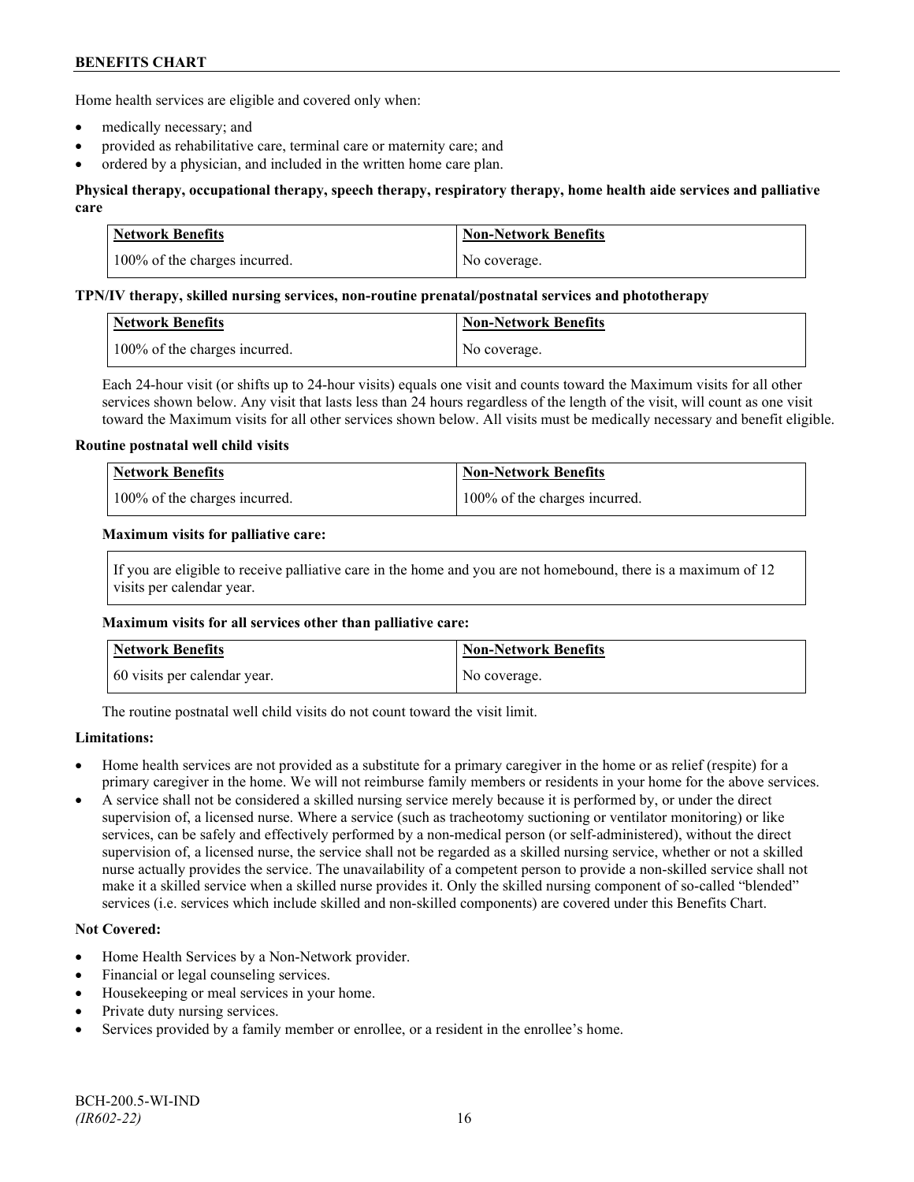Home health services are eligible and covered only when:

- medically necessary; and
- provided as rehabilitative care, terminal care or maternity care; and
- ordered by a physician, and included in the written home care plan.

**Physical therapy, occupational therapy, speech therapy, respiratory therapy, home health aide services and palliative care**

| Network Benefits | Non-Network Benefits |
|---|---|
| 100% of the charges incurred. | No coverage. |

**TPN/IV therapy, skilled nursing services, non-routine prenatal/postnatal services and phototherapy**

| Network Benefits | Non-Network Benefits |
|---|---|
| 100% of the charges incurred. | No coverage. |

Each 24-hour visit (or shifts up to 24-hour visits) equals one visit and counts toward the Maximum visits for all other services shown below. Any visit that lasts less than 24 hours regardless of the length of the visit, will count as one visit toward the Maximum visits for all other services shown below. All visits must be medically necessary and benefit eligible.

**Routine postnatal well child visits**

| Network Benefits | Non-Network Benefits |
|---|---|
| 100% of the charges incurred. | 100% of the charges incurred. |

**Maximum visits for palliative care:**

If you are eligible to receive palliative care in the home and you are not homebound, there is a maximum of 12 visits per calendar year.

**Maximum visits for all services other than palliative care:**

| Network Benefits | Non-Network Benefits |
|---|---|
| 60 visits per calendar year. | No coverage. |

The routine postnatal well child visits do not count toward the visit limit.

**Limitations:**

- Home health services are not provided as a substitute for a primary caregiver in the home or as relief (respite) for a primary caregiver in the home. We will not reimburse family members or residents in your home for the above services.
- A service shall not be considered a skilled nursing service merely because it is performed by, or under the direct supervision of, a licensed nurse. Where a service (such as tracheotomy suctioning or ventilator monitoring) or like services, can be safely and effectively performed by a non-medical person (or self-administered), without the direct supervision of, a licensed nurse, the service shall not be regarded as a skilled nursing service, whether or not a skilled nurse actually provides the service. The unavailability of a competent person to provide a non-skilled service shall not make it a skilled service when a skilled nurse provides it. Only the skilled nursing component of so-called "blended" services (i.e. services which include skilled and non-skilled components) are covered under this Benefits Chart.

**Not Covered:**

- Home Health Services by a Non-Network provider.
- Financial or legal counseling services.
- Housekeeping or meal services in your home.
- Private duty nursing services.
- Services provided by a family member or enrollee, or a resident in the enrollee's home.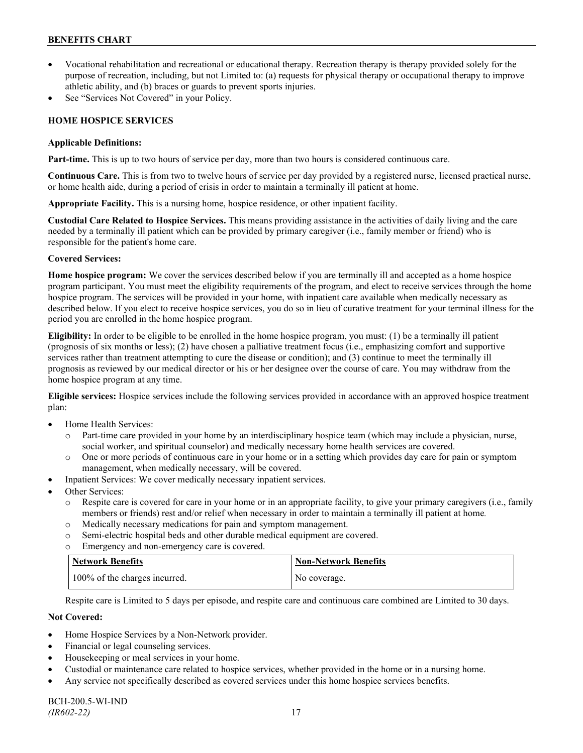- Vocational rehabilitation and recreational or educational therapy. Recreation therapy is therapy provided solely for the purpose of recreation, including, but not Limited to: (a) requests for physical therapy or occupational therapy to improve athletic ability, and (b) braces or guards to prevent sports injuries.
- See "Services Not Covered" in your Policy.

## HOME HOSPICE SERVICES

**Applicable Definitions:**

**Part-time.** This is up to two hours of service per day, more than two hours is considered continuous care.

**Continuous Care.** This is from two to twelve hours of service per day provided by a registered nurse, licensed practical nurse, or home health aide, during a period of crisis in order to maintain a terminally ill patient at home.

**Appropriate Facility.** This is a nursing home, hospice residence, or other inpatient facility.

**Custodial Care Related to Hospice Services.** This means providing assistance in the activities of daily living and the care needed by a terminally ill patient which can be provided by primary caregiver (i.e., family member or friend) who is responsible for the patient's home care.

**Covered Services:**

**Home hospice program:** We cover the services described below if you are terminally ill and accepted as a home hospice program participant. You must meet the eligibility requirements of the program, and elect to receive services through the home hospice program. The services will be provided in your home, with inpatient care available when medically necessary as described below. If you elect to receive hospice services, you do so in lieu of curative treatment for your terminal illness for the period you are enrolled in the home hospice program.

**Eligibility:** In order to be eligible to be enrolled in the home hospice program, you must: (1) be a terminally ill patient (prognosis of six months or less); (2) have chosen a palliative treatment focus (i.e., emphasizing comfort and supportive services rather than treatment attempting to cure the disease or condition); and (3) continue to meet the terminally ill prognosis as reviewed by our medical director or his or her designee over the course of care. You may withdraw from the home hospice program at any time.

**Eligible services:** Hospice services include the following services provided in accordance with an approved hospice treatment plan:

- Home Health Services:
  - Part-time care provided in your home by an interdisciplinary hospice team (which may include a physician, nurse, social worker, and spiritual counselor) and medically necessary home health services are covered.
  - One or more periods of continuous care in your home or in a setting which provides day care for pain or symptom management, when medically necessary, will be covered.
- Inpatient Services: We cover medically necessary inpatient services.
- Other Services:
  - Respite care is covered for care in your home or in an appropriate facility, to give your primary caregivers (i.e., family members or friends) rest and/or relief when necessary in order to maintain a terminally ill patient at home.
  - Medically necessary medications for pain and symptom management.
  - Semi-electric hospital beds and other durable medical equipment are covered.
  - Emergency and non-emergency care is covered.

| Network Benefits | Non-Network Benefits |
|---|---|
| 100% of the charges incurred. | No coverage. |

Respite care is Limited to 5 days per episode, and respite care and continuous care combined are Limited to 30 days.

**Not Covered:**

- Home Hospice Services by a Non-Network provider.
- Financial or legal counseling services.
- Housekeeping or meal services in your home.
- Custodial or maintenance care related to hospice services, whether provided in the home or in a nursing home.
- Any service not specifically described as covered services under this home hospice services benefits.

BCH-200.5-WI-IND
*(IR602-22)*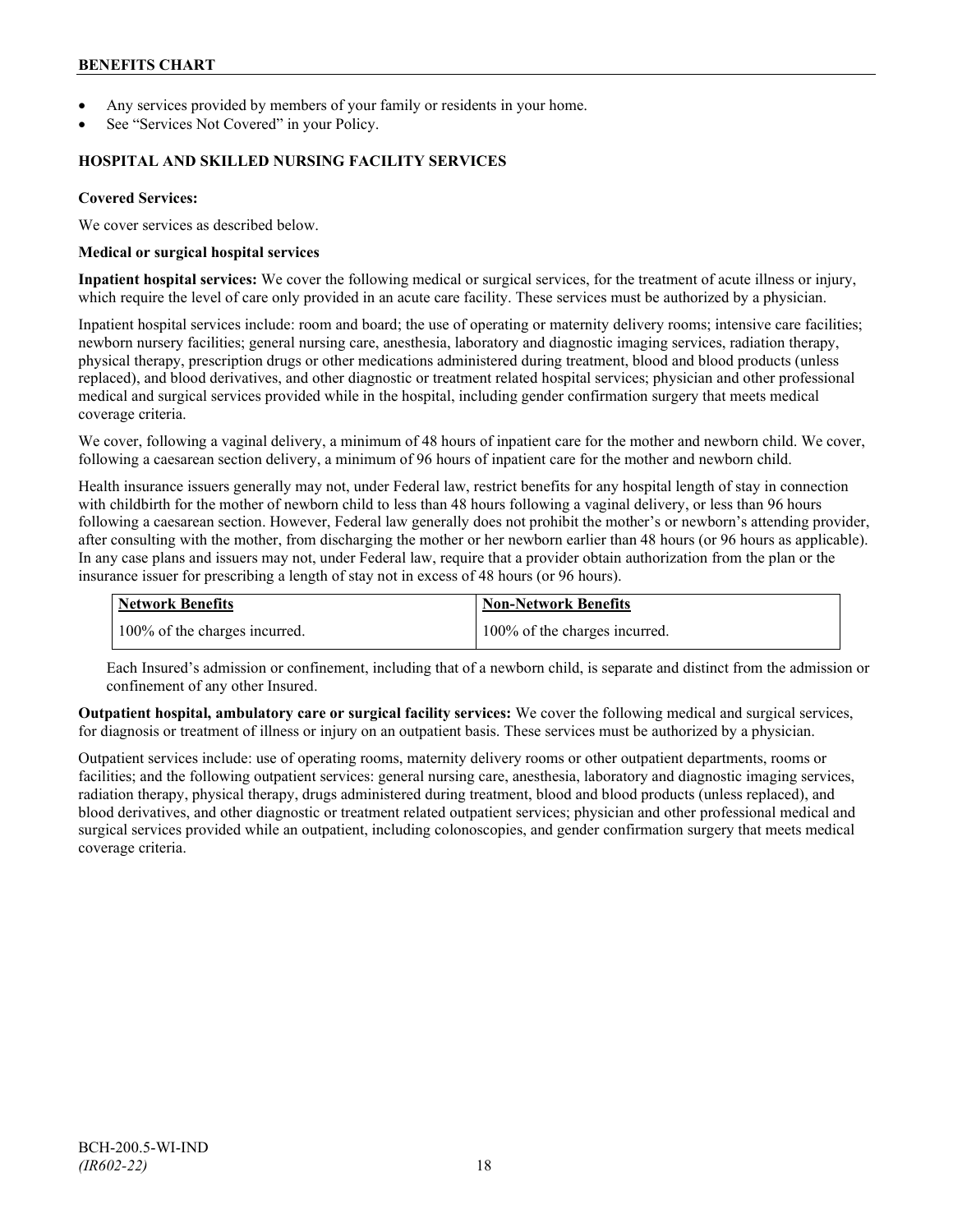- Any services provided by members of your family or residents in your home.
- See "Services Not Covered" in your Policy.

## HOSPITAL AND SKILLED NURSING FACILITY SERVICES

**Covered Services:**

We cover services as described below.

**Medical or surgical hospital services**

**Inpatient hospital services:** We cover the following medical or surgical services, for the treatment of acute illness or injury, which require the level of care only provided in an acute care facility. These services must be authorized by a physician.

Inpatient hospital services include: room and board; the use of operating or maternity delivery rooms; intensive care facilities; newborn nursery facilities; general nursing care, anesthesia, laboratory and diagnostic imaging services, radiation therapy, physical therapy, prescription drugs or other medications administered during treatment, blood and blood products (unless replaced), and blood derivatives, and other diagnostic or treatment related hospital services; physician and other professional medical and surgical services provided while in the hospital, including gender confirmation surgery that meets medical coverage criteria.

We cover, following a vaginal delivery, a minimum of 48 hours of inpatient care for the mother and newborn child. We cover, following a caesarean section delivery, a minimum of 96 hours of inpatient care for the mother and newborn child.

Health insurance issuers generally may not, under Federal law, restrict benefits for any hospital length of stay in connection with childbirth for the mother of newborn child to less than 48 hours following a vaginal delivery, or less than 96 hours following a caesarean section. However, Federal law generally does not prohibit the mother's or newborn's attending provider, after consulting with the mother, from discharging the mother or her newborn earlier than 48 hours (or 96 hours as applicable). In any case plans and issuers may not, under Federal law, require that a provider obtain authorization from the plan or the insurance issuer for prescribing a length of stay not in excess of 48 hours (or 96 hours).

| Network Benefits | Non-Network Benefits |
|---|---|
| 100% of the charges incurred. | 100% of the charges incurred. |

Each Insured's admission or confinement, including that of a newborn child, is separate and distinct from the admission or confinement of any other Insured.

**Outpatient hospital, ambulatory care or surgical facility services:** We cover the following medical and surgical services, for diagnosis or treatment of illness or injury on an outpatient basis. These services must be authorized by a physician.

Outpatient services include: use of operating rooms, maternity delivery rooms or other outpatient departments, rooms or facilities; and the following outpatient services: general nursing care, anesthesia, laboratory and diagnostic imaging services, radiation therapy, physical therapy, drugs administered during treatment, blood and blood products (unless replaced), and blood derivatives, and other diagnostic or treatment related outpatient services; physician and other professional medical and surgical services provided while an outpatient, including colonoscopies, and gender confirmation surgery that meets medical coverage criteria.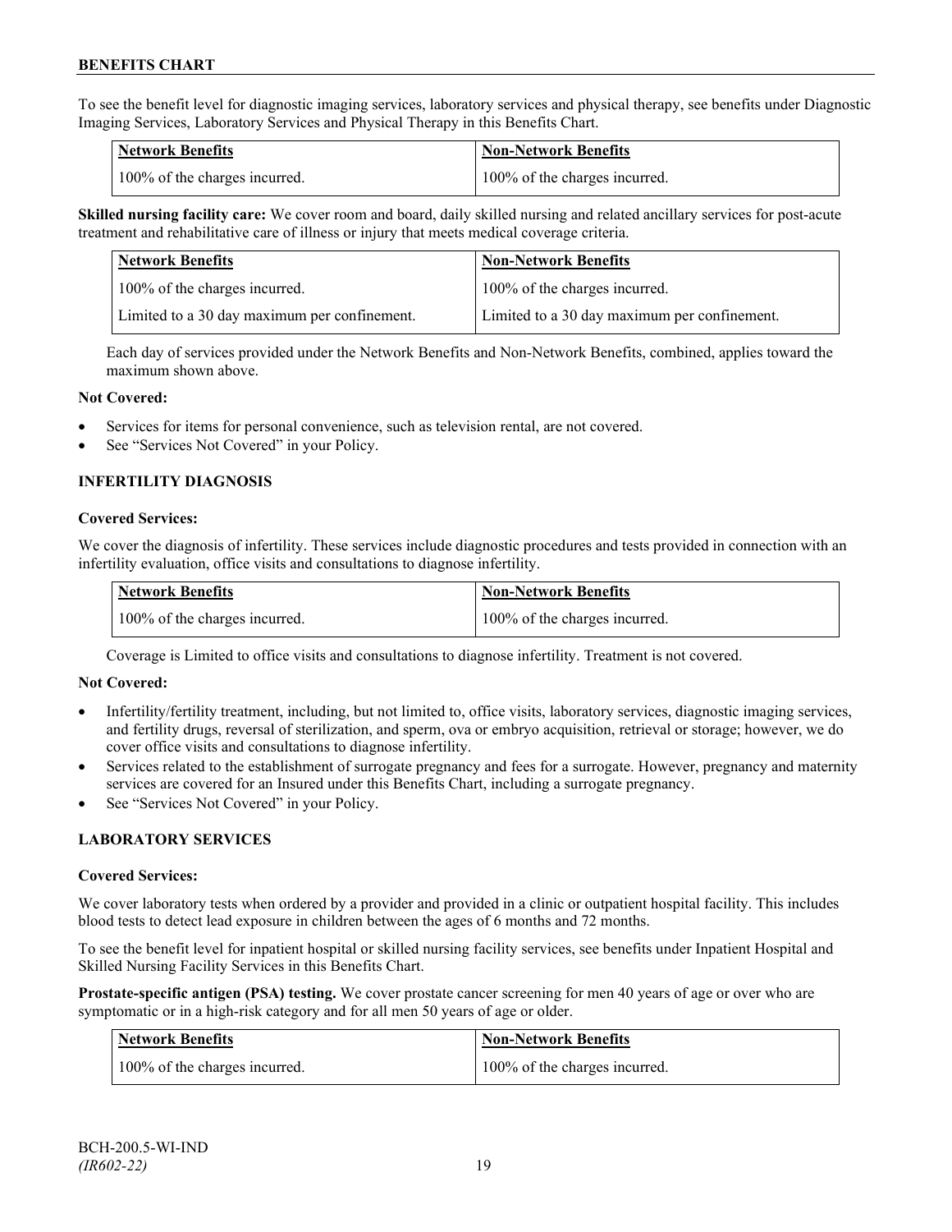To see the benefit level for diagnostic imaging services, laboratory services and physical therapy, see benefits under Diagnostic Imaging Services, Laboratory Services and Physical Therapy in this Benefits Chart.

| Network Benefits | Non-Network Benefits |
| --- | --- |
| 100% of the charges incurred. | 100% of the charges incurred. |

**Skilled nursing facility care:** We cover room and board, daily skilled nursing and related ancillary services for post-acute treatment and rehabilitative care of illness or injury that meets medical coverage criteria.

| Network Benefits | Non-Network Benefits |
| --- | --- |
| 100% of the charges incurred. | 100% of the charges incurred. |
| Limited to a 30 day maximum per confinement. | Limited to a 30 day maximum per confinement. |

Each day of services provided under the Network Benefits and Non-Network Benefits, combined, applies toward the maximum shown above.

**Not Covered:**

- Services for items for personal convenience, such as television rental, are not covered.
- See "Services Not Covered" in your Policy.

### INFERTILITY DIAGNOSIS

**Covered Services:**

We cover the diagnosis of infertility. These services include diagnostic procedures and tests provided in connection with an infertility evaluation, office visits and consultations to diagnose infertility.

| Network Benefits | Non-Network Benefits |
| --- | --- |
| 100% of the charges incurred. | 100% of the charges incurred. |

Coverage is Limited to office visits and consultations to diagnose infertility. Treatment is not covered.

**Not Covered:**

- Infertility/fertility treatment, including, but not limited to, office visits, laboratory services, diagnostic imaging services, and fertility drugs, reversal of sterilization, and sperm, ova or embryo acquisition, retrieval or storage; however, we do cover office visits and consultations to diagnose infertility.
- Services related to the establishment of surrogate pregnancy and fees for a surrogate. However, pregnancy and maternity services are covered for an Insured under this Benefits Chart, including a surrogate pregnancy.
- See "Services Not Covered" in your Policy.

### LABORATORY SERVICES

**Covered Services:**

We cover laboratory tests when ordered by a provider and provided in a clinic or outpatient hospital facility. This includes blood tests to detect lead exposure in children between the ages of 6 months and 72 months.

To see the benefit level for inpatient hospital or skilled nursing facility services, see benefits under Inpatient Hospital and Skilled Nursing Facility Services in this Benefits Chart.

**Prostate-specific antigen (PSA) testing.** We cover prostate cancer screening for men 40 years of age or over who are symptomatic or in a high-risk category and for all men 50 years of age or older.

| Network Benefits | Non-Network Benefits |
| --- | --- |
| 100% of the charges incurred. | 100% of the charges incurred. |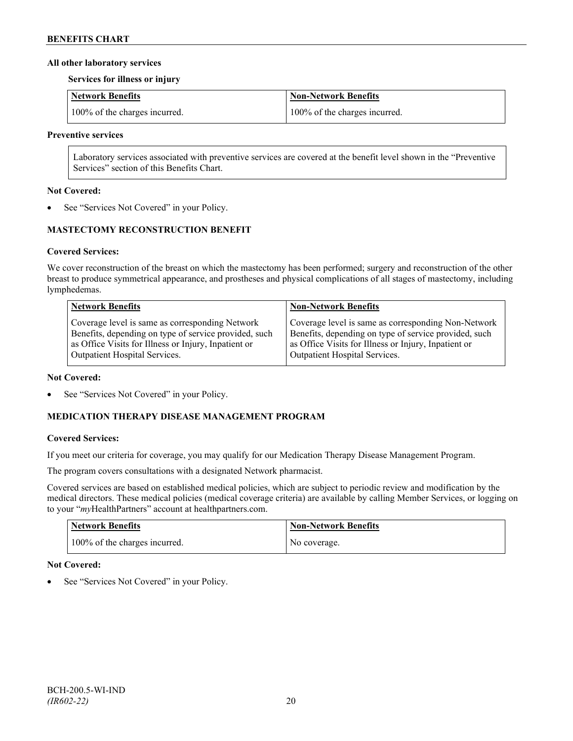**All other laboratory services**

**Services for illness or injury**

| Network Benefits | Non-Network Benefits |
|---|---|
| 100% of the charges incurred. | 100% of the charges incurred. |

**Preventive services**

Laboratory services associated with preventive services are covered at the benefit level shown in the "Preventive Services" section of this Benefits Chart.

**Not Covered:**

- See "Services Not Covered" in your Policy.

## MASTECTOMY RECONSTRUCTION BENEFIT

**Covered Services:**

We cover reconstruction of the breast on which the mastectomy has been performed; surgery and reconstruction of the other breast to produce symmetrical appearance, and prostheses and physical complications of all stages of mastectomy, including lymphedemas.

| Network Benefits | Non-Network Benefits |
|---|---|
| Coverage level is same as corresponding Network Benefits, depending on type of service provided, such as Office Visits for Illness or Injury, Inpatient or Outpatient Hospital Services. | Coverage level is same as corresponding Non-Network Benefits, depending on type of service provided, such as Office Visits for Illness or Injury, Inpatient or Outpatient Hospital Services. |

**Not Covered:**

- See "Services Not Covered" in your Policy.

## MEDICATION THERAPY DISEASE MANAGEMENT PROGRAM

**Covered Services:**

If you meet our criteria for coverage, you may qualify for our Medication Therapy Disease Management Program.

The program covers consultations with a designated Network pharmacist.

Covered services are based on established medical policies, which are subject to periodic review and modification by the medical directors. These medical policies (medical coverage criteria) are available by calling Member Services, or logging on to your "*my*HealthPartners" account at healthpartners.com.

| Network Benefits | Non-Network Benefits |
|---|---|
| 100% of the charges incurred. | No coverage. |

**Not Covered:**

- See "Services Not Covered" in your Policy.

BCH-200.5-WI-IND
*(IR602-22)*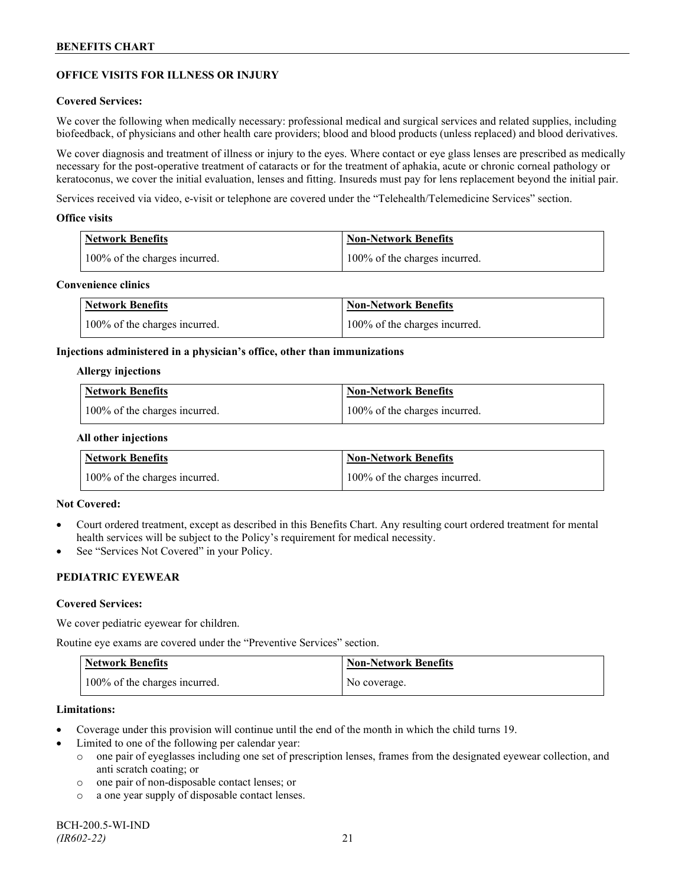## OFFICE VISITS FOR ILLNESS OR INJURY

**Covered Services:**

We cover the following when medically necessary: professional medical and surgical services and related supplies, including biofeedback, of physicians and other health care providers; blood and blood products (unless replaced) and blood derivatives.

We cover diagnosis and treatment of illness or injury to the eyes. Where contact or eye glass lenses are prescribed as medically necessary for the post-operative treatment of cataracts or for the treatment of aphakia, acute or chronic corneal pathology or keratoconus, we cover the initial evaluation, lenses and fitting. Insureds must pay for lens replacement beyond the initial pair.

Services received via video, e-visit or telephone are covered under the "Telehealth/Telemedicine Services" section.

**Office visits**

| Network Benefits | Non-Network Benefits |
| --- | --- |
| 100% of the charges incurred. | 100% of the charges incurred. |

**Convenience clinics**

| Network Benefits | Non-Network Benefits |
| --- | --- |
| 100% of the charges incurred. | 100% of the charges incurred. |

**Injections administered in a physician's office, other than immunizations**

**Allergy injections**

| Network Benefits | Non-Network Benefits |
| --- | --- |
| 100% of the charges incurred. | 100% of the charges incurred. |

**All other injections**

| Network Benefits | Non-Network Benefits |
| --- | --- |
| 100% of the charges incurred. | 100% of the charges incurred. |

**Not Covered:**

- Court ordered treatment, except as described in this Benefits Chart. Any resulting court ordered treatment for mental health services will be subject to the Policy's requirement for medical necessity.
- See "Services Not Covered" in your Policy.

## PEDIATRIC EYEWEAR

**Covered Services:**

We cover pediatric eyewear for children.

Routine eye exams are covered under the "Preventive Services" section.

| Network Benefits | Non-Network Benefits |
| --- | --- |
| 100% of the charges incurred. | No coverage. |

**Limitations:**

- Coverage under this provision will continue until the end of the month in which the child turns 19.
- Limited to one of the following per calendar year:
  - one pair of eyeglasses including one set of prescription lenses, frames from the designated eyewear collection, and anti scratch coating; or
  - one pair of non-disposable contact lenses; or
  - a one year supply of disposable contact lenses.

BCH-200.5-WI-IND
*(IR602-22)*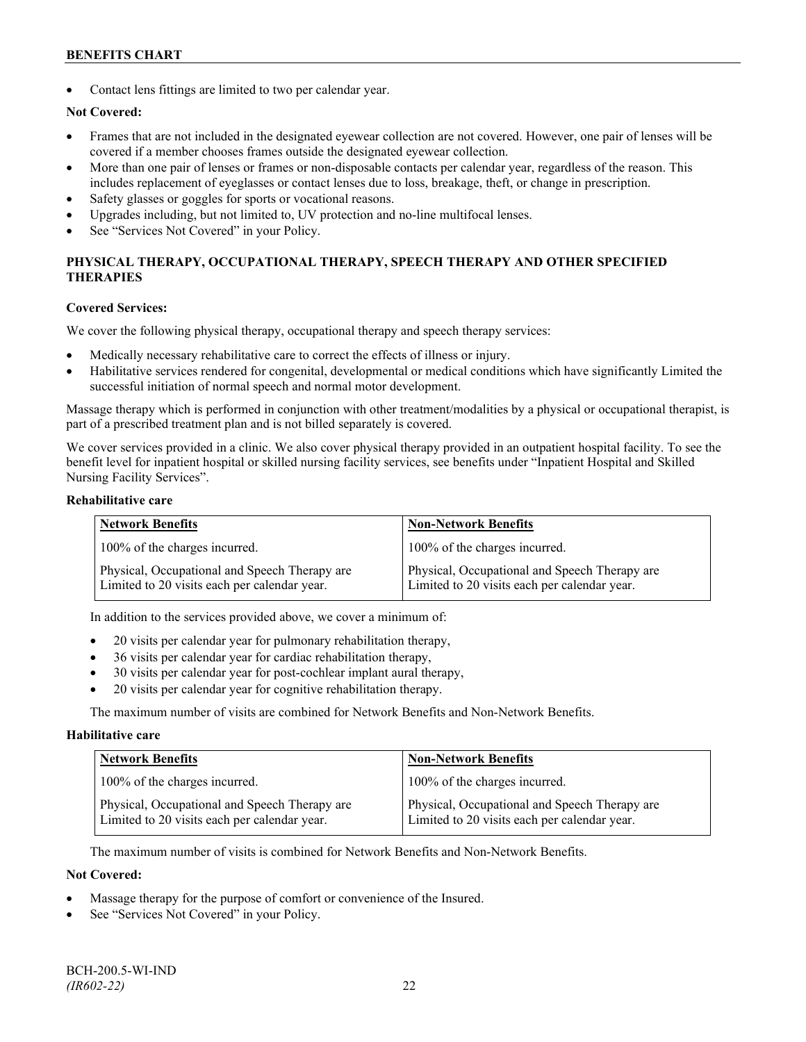- Contact lens fittings are limited to two per calendar year.

**Not Covered:**

- Frames that are not included in the designated eyewear collection are not covered. However, one pair of lenses will be covered if a member chooses frames outside the designated eyewear collection.
- More than one pair of lenses or frames or non-disposable contacts per calendar year, regardless of the reason. This includes replacement of eyeglasses or contact lenses due to loss, breakage, theft, or change in prescription.
- Safety glasses or goggles for sports or vocational reasons.
- Upgrades including, but not limited to, UV protection and no-line multifocal lenses.
- See "Services Not Covered" in your Policy.

## PHYSICAL THERAPY, OCCUPATIONAL THERAPY, SPEECH THERAPY AND OTHER SPECIFIED THERAPIES

**Covered Services:**

We cover the following physical therapy, occupational therapy and speech therapy services:

- Medically necessary rehabilitative care to correct the effects of illness or injury.
- Habilitative services rendered for congenital, developmental or medical conditions which have significantly Limited the successful initiation of normal speech and normal motor development.

Massage therapy which is performed in conjunction with other treatment/modalities by a physical or occupational therapist, is part of a prescribed treatment plan and is not billed separately is covered.

We cover services provided in a clinic. We also cover physical therapy provided in an outpatient hospital facility. To see the benefit level for inpatient hospital or skilled nursing facility services, see benefits under "Inpatient Hospital and Skilled Nursing Facility Services".

**Rehabilitative care**

| Network Benefits | Non-Network Benefits |
|---|---|
| 100% of the charges incurred. | 100% of the charges incurred. |
| Physical, Occupational and Speech Therapy are Limited to 20 visits each per calendar year. | Physical, Occupational and Speech Therapy are Limited to 20 visits each per calendar year. |

In addition to the services provided above, we cover a minimum of:

- 20 visits per calendar year for pulmonary rehabilitation therapy,
- 36 visits per calendar year for cardiac rehabilitation therapy,
- 30 visits per calendar year for post-cochlear implant aural therapy,
- 20 visits per calendar year for cognitive rehabilitation therapy.

The maximum number of visits are combined for Network Benefits and Non-Network Benefits.

**Habilitative care**

| Network Benefits | Non-Network Benefits |
|---|---|
| 100% of the charges incurred. | 100% of the charges incurred. |
| Physical, Occupational and Speech Therapy are Limited to 20 visits each per calendar year. | Physical, Occupational and Speech Therapy are Limited to 20 visits each per calendar year. |

The maximum number of visits is combined for Network Benefits and Non-Network Benefits.

**Not Covered:**

- Massage therapy for the purpose of comfort or convenience of the Insured.
- See "Services Not Covered" in your Policy.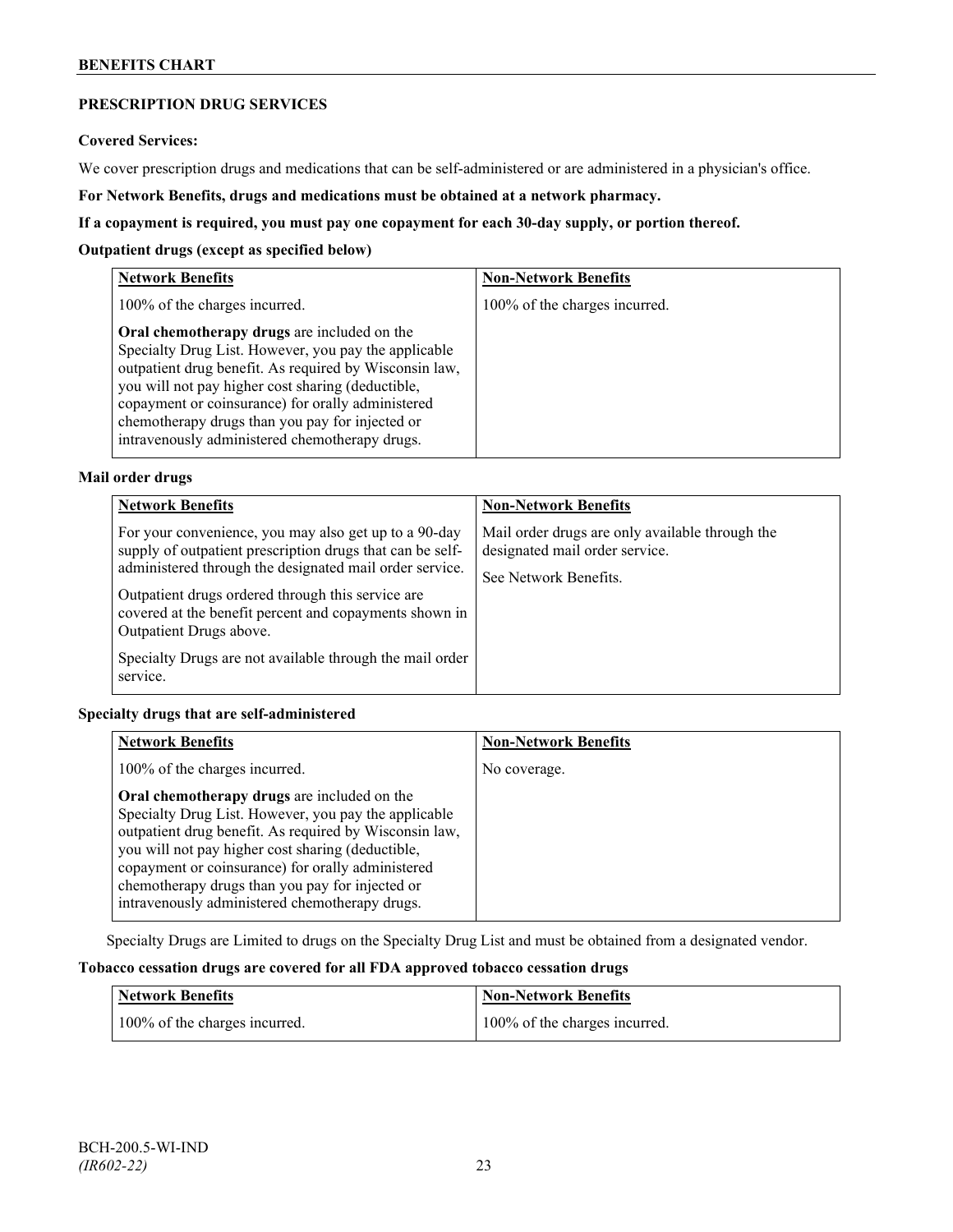## PRESCRIPTION DRUG SERVICES

**Covered Services:**

We cover prescription drugs and medications that can be self-administered or are administered in a physician's office.

**For Network Benefits, drugs and medications must be obtained at a network pharmacy.**

**If a copayment is required, you must pay one copayment for each 30-day supply, or portion thereof.**

**Outpatient drugs (except as specified below)**

| Network Benefits | Non-Network Benefits |
|---|---|
| 100% of the charges incurred.<br><br>**Oral chemotherapy drugs** are included on the Specialty Drug List. However, you pay the applicable outpatient drug benefit. As required by Wisconsin law, you will not pay higher cost sharing (deductible, copayment or coinsurance) for orally administered chemotherapy drugs than you pay for injected or intravenously administered chemotherapy drugs. | 100% of the charges incurred. |

**Mail order drugs**

| Network Benefits | Non-Network Benefits |
|---|---|
| For your convenience, you may also get up to a 90-day supply of outpatient prescription drugs that can be self-administered through the designated mail order service.<br><br>Outpatient drugs ordered through this service are covered at the benefit percent and copayments shown in Outpatient Drugs above.<br><br>Specialty Drugs are not available through the mail order service. | Mail order drugs are only available through the designated mail order service.<br><br>See Network Benefits. |

**Specialty drugs that are self-administered**

| Network Benefits | Non-Network Benefits |
|---|---|
| 100% of the charges incurred.<br><br>**Oral chemotherapy drugs** are included on the Specialty Drug List. However, you pay the applicable outpatient drug benefit. As required by Wisconsin law, you will not pay higher cost sharing (deductible, copayment or coinsurance) for orally administered chemotherapy drugs than you pay for injected or intravenously administered chemotherapy drugs. | No coverage. |

Specialty Drugs are Limited to drugs on the Specialty Drug List and must be obtained from a designated vendor.

**Tobacco cessation drugs are covered for all FDA approved tobacco cessation drugs**

| Network Benefits | Non-Network Benefits |
|---|---|
| 100% of the charges incurred. | 100% of the charges incurred. |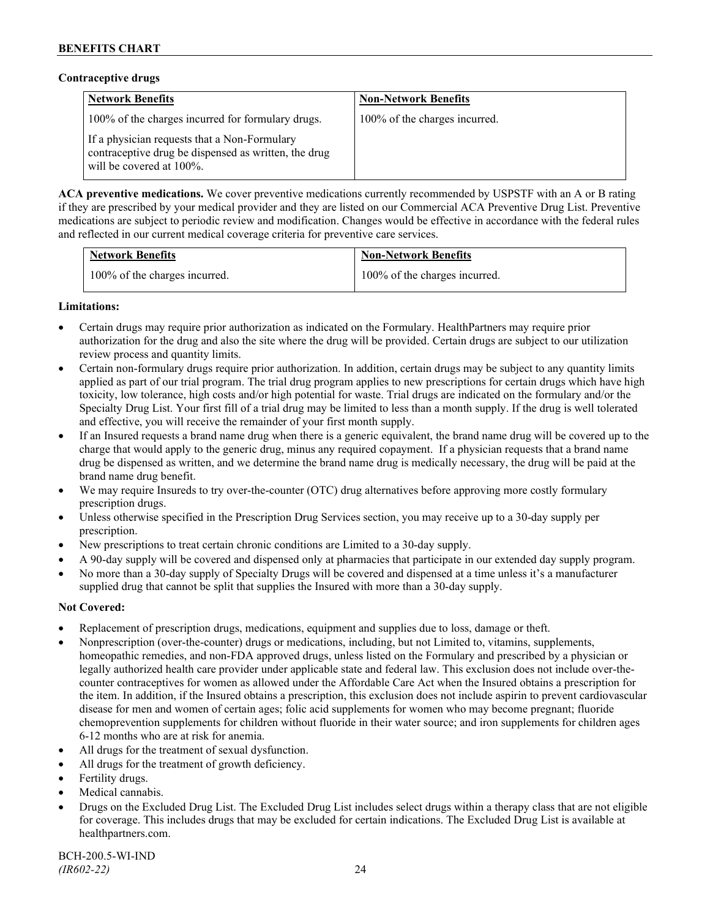**Contraceptive drugs**

| Network Benefits | Non-Network Benefits |
|---|---|
| 100% of the charges incurred for formulary drugs. If a physician requests that a Non-Formulary contraceptive drug be dispensed as written, the drug will be covered at 100%. | 100% of the charges incurred. |

**ACA preventive medications.** We cover preventive medications currently recommended by USPSTF with an A or B rating if they are prescribed by your medical provider and they are listed on our Commercial ACA Preventive Drug List. Preventive medications are subject to periodic review and modification. Changes would be effective in accordance with the federal rules and reflected in our current medical coverage criteria for preventive care services.

| Network Benefits | Non-Network Benefits |
|---|---|
| 100% of the charges incurred. | 100% of the charges incurred. |

**Limitations:**

- Certain drugs may require prior authorization as indicated on the Formulary. HealthPartners may require prior authorization for the drug and also the site where the drug will be provided. Certain drugs are subject to our utilization review process and quantity limits.
- Certain non-formulary drugs require prior authorization. In addition, certain drugs may be subject to any quantity limits applied as part of our trial program. The trial drug program applies to new prescriptions for certain drugs which have high toxicity, low tolerance, high costs and/or high potential for waste. Trial drugs are indicated on the formulary and/or the Specialty Drug List. Your first fill of a trial drug may be limited to less than a month supply. If the drug is well tolerated and effective, you will receive the remainder of your first month supply.
- If an Insured requests a brand name drug when there is a generic equivalent, the brand name drug will be covered up to the charge that would apply to the generic drug, minus any required copayment. If a physician requests that a brand name drug be dispensed as written, and we determine the brand name drug is medically necessary, the drug will be paid at the brand name drug benefit.
- We may require Insureds to try over-the-counter (OTC) drug alternatives before approving more costly formulary prescription drugs.
- Unless otherwise specified in the Prescription Drug Services section, you may receive up to a 30-day supply per prescription.
- New prescriptions to treat certain chronic conditions are Limited to a 30-day supply.
- A 90-day supply will be covered and dispensed only at pharmacies that participate in our extended day supply program.
- No more than a 30-day supply of Specialty Drugs will be covered and dispensed at a time unless it's a manufacturer supplied drug that cannot be split that supplies the Insured with more than a 30-day supply.

**Not Covered:**

- Replacement of prescription drugs, medications, equipment and supplies due to loss, damage or theft.
- Nonprescription (over-the-counter) drugs or medications, including, but not Limited to, vitamins, supplements, homeopathic remedies, and non-FDA approved drugs, unless listed on the Formulary and prescribed by a physician or legally authorized health care provider under applicable state and federal law. This exclusion does not include over-the-counter contraceptives for women as allowed under the Affordable Care Act when the Insured obtains a prescription for the item. In addition, if the Insured obtains a prescription, this exclusion does not include aspirin to prevent cardiovascular disease for men and women of certain ages; folic acid supplements for women who may become pregnant; fluoride chemoprevention supplements for children without fluoride in their water source; and iron supplements for children ages 6-12 months who are at risk for anemia.
- All drugs for the treatment of sexual dysfunction.
- All drugs for the treatment of growth deficiency.
- Fertility drugs.
- Medical cannabis.
- Drugs on the Excluded Drug List. The Excluded Drug List includes select drugs within a therapy class that are not eligible for coverage. This includes drugs that may be excluded for certain indications. The Excluded Drug List is available at healthpartners.com.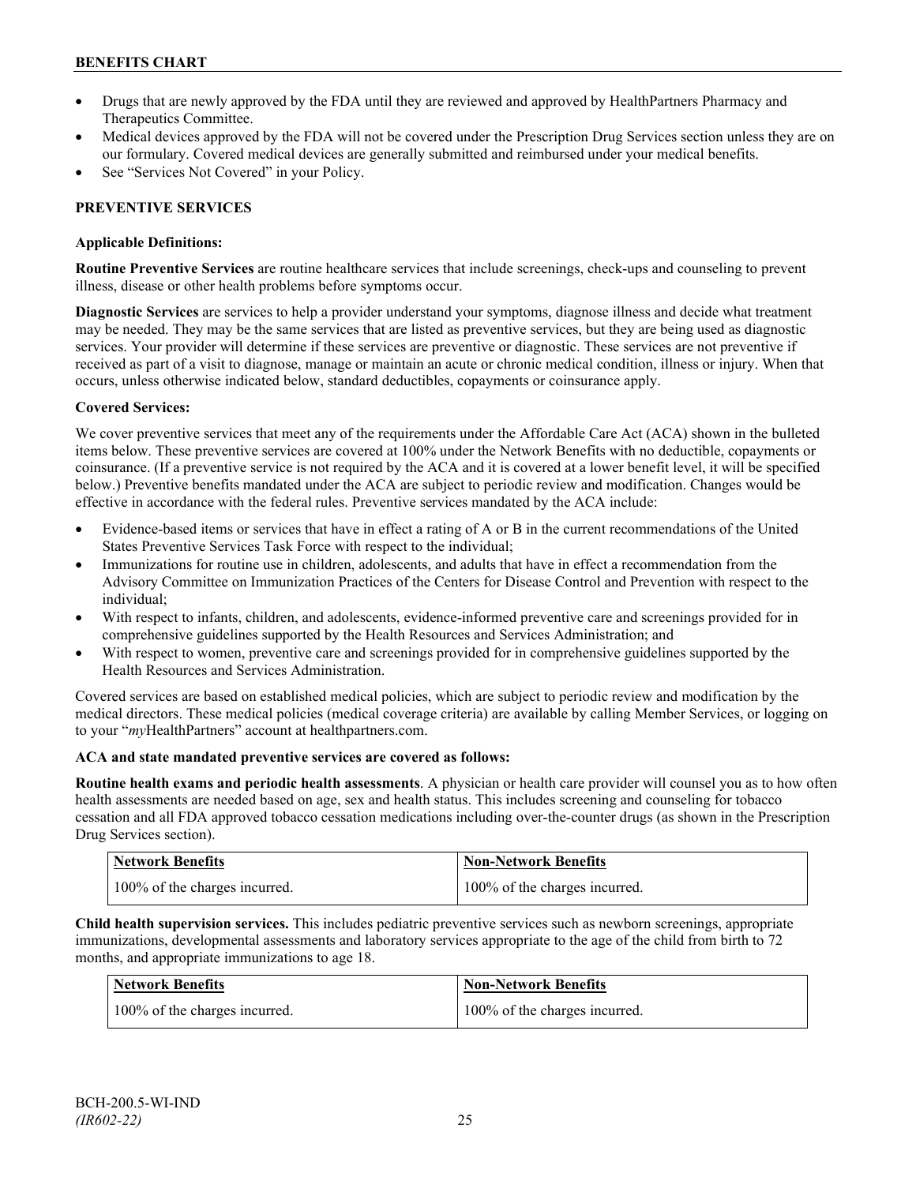- Drugs that are newly approved by the FDA until they are reviewed and approved by HealthPartners Pharmacy and Therapeutics Committee.
- Medical devices approved by the FDA will not be covered under the Prescription Drug Services section unless they are on our formulary. Covered medical devices are generally submitted and reimbursed under your medical benefits.
- See "Services Not Covered" in your Policy.

## PREVENTIVE SERVICES

### Applicable Definitions:

**Routine Preventive Services** are routine healthcare services that include screenings, check-ups and counseling to prevent illness, disease or other health problems before symptoms occur.

**Diagnostic Services** are services to help a provider understand your symptoms, diagnose illness and decide what treatment may be needed. They may be the same services that are listed as preventive services, but they are being used as diagnostic services. Your provider will determine if these services are preventive or diagnostic. These services are not preventive if received as part of a visit to diagnose, manage or maintain an acute or chronic medical condition, illness or injury. When that occurs, unless otherwise indicated below, standard deductibles, copayments or coinsurance apply.

### Covered Services:

We cover preventive services that meet any of the requirements under the Affordable Care Act (ACA) shown in the bulleted items below. These preventive services are covered at 100% under the Network Benefits with no deductible, copayments or coinsurance. (If a preventive service is not required by the ACA and it is covered at a lower benefit level, it will be specified below.) Preventive benefits mandated under the ACA are subject to periodic review and modification. Changes would be effective in accordance with the federal rules. Preventive services mandated by the ACA include:

- Evidence-based items or services that have in effect a rating of A or B in the current recommendations of the United States Preventive Services Task Force with respect to the individual;
- Immunizations for routine use in children, adolescents, and adults that have in effect a recommendation from the Advisory Committee on Immunization Practices of the Centers for Disease Control and Prevention with respect to the individual;
- With respect to infants, children, and adolescents, evidence-informed preventive care and screenings provided for in comprehensive guidelines supported by the Health Resources and Services Administration; and
- With respect to women, preventive care and screenings provided for in comprehensive guidelines supported by the Health Resources and Services Administration.

Covered services are based on established medical policies, which are subject to periodic review and modification by the medical directors. These medical policies (medical coverage criteria) are available by calling Member Services, or logging on to your "*my*HealthPartners" account at healthpartners.com.

**ACA and state mandated preventive services are covered as follows:**

**Routine health exams and periodic health assessments**. A physician or health care provider will counsel you as to how often health assessments are needed based on age, sex and health status. This includes screening and counseling for tobacco cessation and all FDA approved tobacco cessation medications including over-the-counter drugs (as shown in the Prescription Drug Services section).

| Network Benefits | Non-Network Benefits |
|---|---|
| 100% of the charges incurred. | 100% of the charges incurred. |

**Child health supervision services.** This includes pediatric preventive services such as newborn screenings, appropriate immunizations, developmental assessments and laboratory services appropriate to the age of the child from birth to 72 months, and appropriate immunizations to age 18.

| Network Benefits | Non-Network Benefits |
|---|---|
| 100% of the charges incurred. | 100% of the charges incurred. |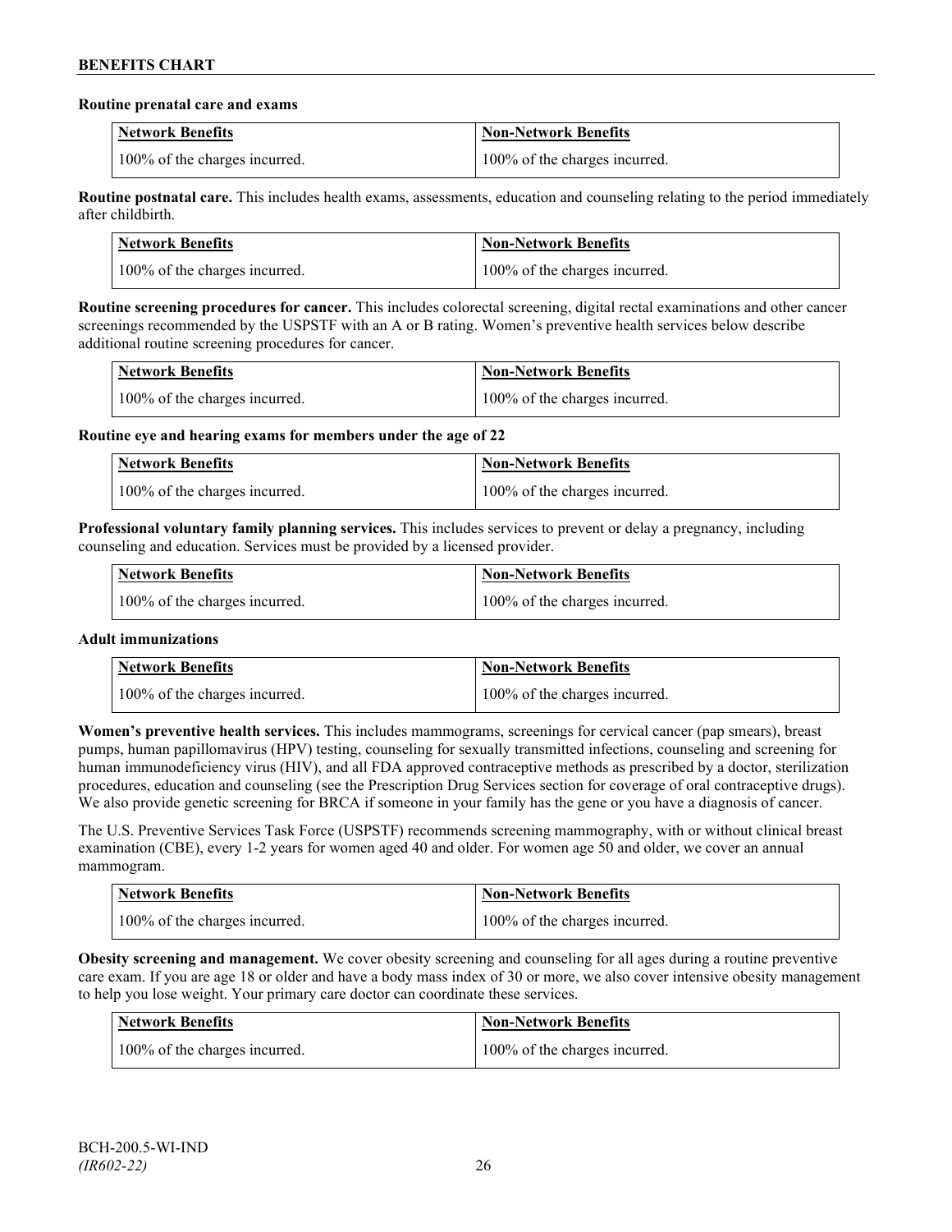**Routine prenatal care and exams**

| Network Benefits | Non-Network Benefits |
|---|---|
| 100% of the charges incurred. | 100% of the charges incurred. |

**Routine postnatal care.** This includes health exams, assessments, education and counseling relating to the period immediately after childbirth.

| Network Benefits | Non-Network Benefits |
|---|---|
| 100% of the charges incurred. | 100% of the charges incurred. |

**Routine screening procedures for cancer.** This includes colorectal screening, digital rectal examinations and other cancer screenings recommended by the USPSTF with an A or B rating. Women's preventive health services below describe additional routine screening procedures for cancer.

| Network Benefits | Non-Network Benefits |
|---|---|
| 100% of the charges incurred. | 100% of the charges incurred. |

**Routine eye and hearing exams for members under the age of 22**

| Network Benefits | Non-Network Benefits |
|---|---|
| 100% of the charges incurred. | 100% of the charges incurred. |

**Professional voluntary family planning services.** This includes services to prevent or delay a pregnancy, including counseling and education. Services must be provided by a licensed provider.

| Network Benefits | Non-Network Benefits |
|---|---|
| 100% of the charges incurred. | 100% of the charges incurred. |

**Adult immunizations**

| Network Benefits | Non-Network Benefits |
|---|---|
| 100% of the charges incurred. | 100% of the charges incurred. |

**Women's preventive health services.** This includes mammograms, screenings for cervical cancer (pap smears), breast pumps, human papillomavirus (HPV) testing, counseling for sexually transmitted infections, counseling and screening for human immunodeficiency virus (HIV), and all FDA approved contraceptive methods as prescribed by a doctor, sterilization procedures, education and counseling (see the Prescription Drug Services section for coverage of oral contraceptive drugs). We also provide genetic screening for BRCA if someone in your family has the gene or you have a diagnosis of cancer.

The U.S. Preventive Services Task Force (USPSTF) recommends screening mammography, with or without clinical breast examination (CBE), every 1-2 years for women aged 40 and older. For women age 50 and older, we cover an annual mammogram.

| Network Benefits | Non-Network Benefits |
|---|---|
| 100% of the charges incurred. | 100% of the charges incurred. |

**Obesity screening and management.** We cover obesity screening and counseling for all ages during a routine preventive care exam. If you are age 18 or older and have a body mass index of 30 or more, we also cover intensive obesity management to help you lose weight. Your primary care doctor can coordinate these services.

| Network Benefits | Non-Network Benefits |
|---|---|
| 100% of the charges incurred. | 100% of the charges incurred. |

BCH-200.5-WI-IND
*(IR602-22)*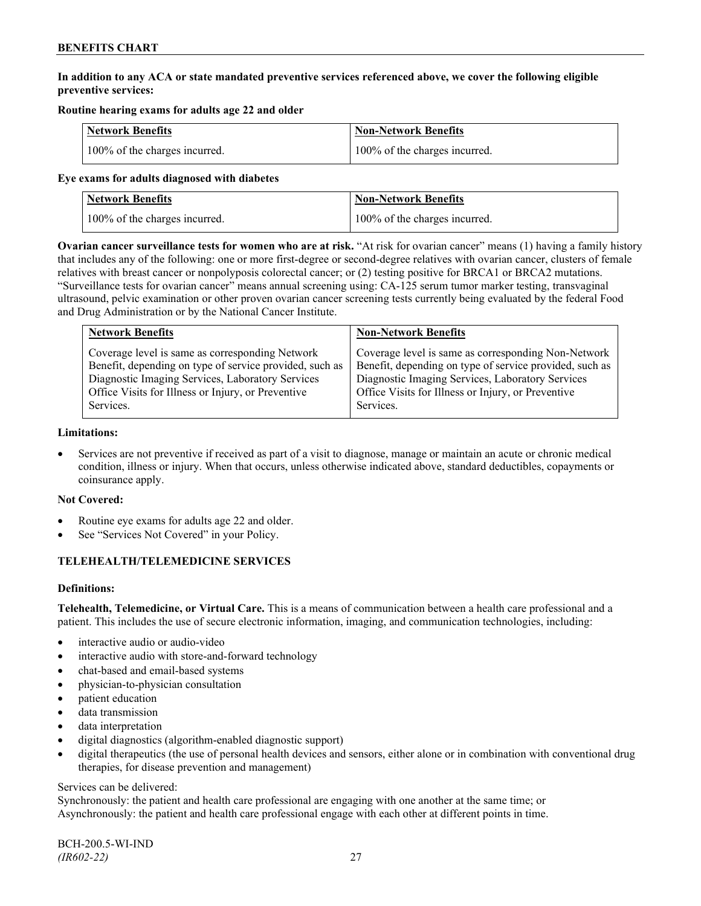**In addition to any ACA or state mandated preventive services referenced above, we cover the following eligible preventive services:**

**Routine hearing exams for adults age 22 and older**

| Network Benefits | Non-Network Benefits |
| --- | --- |
| 100% of the charges incurred. | 100% of the charges incurred. |

**Eye exams for adults diagnosed with diabetes**

| Network Benefits | Non-Network Benefits |
| --- | --- |
| 100% of the charges incurred. | 100% of the charges incurred. |

**Ovarian cancer surveillance tests for women who are at risk.** "At risk for ovarian cancer" means (1) having a family history that includes any of the following: one or more first-degree or second-degree relatives with ovarian cancer, clusters of female relatives with breast cancer or nonpolyposis colorectal cancer; or (2) testing positive for BRCA1 or BRCA2 mutations. "Surveillance tests for ovarian cancer" means annual screening using: CA-125 serum tumor marker testing, transvaginal ultrasound, pelvic examination or other proven ovarian cancer screening tests currently being evaluated by the federal Food and Drug Administration or by the National Cancer Institute.

| Network Benefits | Non-Network Benefits |
| --- | --- |
| Coverage level is same as corresponding Network Benefit, depending on type of service provided, such as Diagnostic Imaging Services, Laboratory Services Office Visits for Illness or Injury, or Preventive Services. | Coverage level is same as corresponding Non-Network Benefit, depending on type of service provided, such as Diagnostic Imaging Services, Laboratory Services Office Visits for Illness or Injury, or Preventive Services. |

**Limitations:**

- Services are not preventive if received as part of a visit to diagnose, manage or maintain an acute or chronic medical condition, illness or injury. When that occurs, unless otherwise indicated above, standard deductibles, copayments or coinsurance apply.

**Not Covered:**

- Routine eye exams for adults age 22 and older.
- See "Services Not Covered" in your Policy.

## TELEHEALTH/TELEMEDICINE SERVICES

**Definitions:**

**Telehealth, Telemedicine, or Virtual Care.** This is a means of communication between a health care professional and a patient. This includes the use of secure electronic information, imaging, and communication technologies, including:

- interactive audio or audio-video
- interactive audio with store-and-forward technology
- chat-based and email-based systems
- physician-to-physician consultation
- patient education
- data transmission
- data interpretation
- digital diagnostics (algorithm-enabled diagnostic support)
- digital therapeutics (the use of personal health devices and sensors, either alone or in combination with conventional drug therapies, for disease prevention and management)

Services can be delivered:
Synchronously: the patient and health care professional are engaging with one another at the same time; or
Asynchronously: the patient and health care professional engage with each other at different points in time.

BCH-200.5-WI-IND
*(IR602-22)*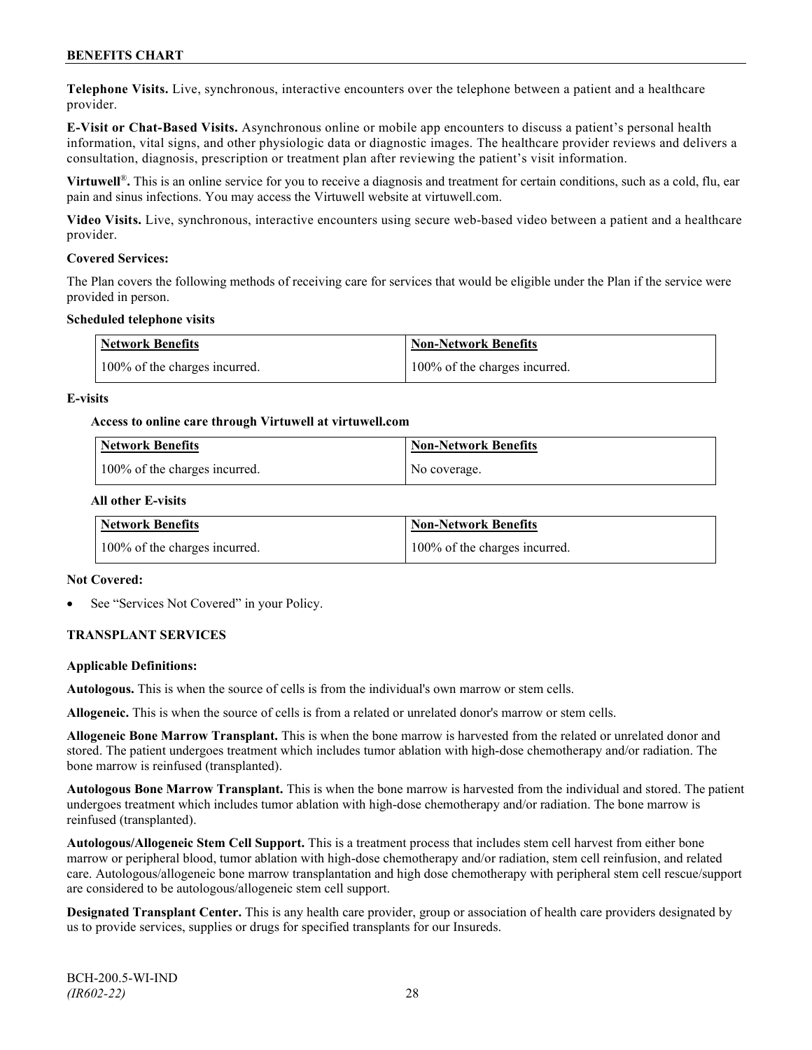**Telephone Visits.** Live, synchronous, interactive encounters over the telephone between a patient and a healthcare provider.

**E-Visit or Chat-Based Visits.** Asynchronous online or mobile app encounters to discuss a patient's personal health information, vital signs, and other physiologic data or diagnostic images. The healthcare provider reviews and delivers a consultation, diagnosis, prescription or treatment plan after reviewing the patient's visit information.

**Virtuwell®.** This is an online service for you to receive a diagnosis and treatment for certain conditions, such as a cold, flu, ear pain and sinus infections. You may access the Virtuwell website at virtuwell.com.

**Video Visits.** Live, synchronous, interactive encounters using secure web-based video between a patient and a healthcare provider.

**Covered Services:**

The Plan covers the following methods of receiving care for services that would be eligible under the Plan if the service were provided in person.

**Scheduled telephone visits**

| Network Benefits | Non-Network Benefits |
|---|---|
| 100% of the charges incurred. | 100% of the charges incurred. |

**E-visits**

**Access to online care through Virtuwell at virtuwell.com**

| Network Benefits | Non-Network Benefits |
|---|---|
| 100% of the charges incurred. | No coverage. |

**All other E-visits**

| Network Benefits | Non-Network Benefits |
|---|---|
| 100% of the charges incurred. | 100% of the charges incurred. |

**Not Covered:**

- See "Services Not Covered" in your Policy.

## TRANSPLANT SERVICES

**Applicable Definitions:**

**Autologous.** This is when the source of cells is from the individual's own marrow or stem cells.

**Allogeneic.** This is when the source of cells is from a related or unrelated donor's marrow or stem cells.

**Allogeneic Bone Marrow Transplant.** This is when the bone marrow is harvested from the related or unrelated donor and stored. The patient undergoes treatment which includes tumor ablation with high-dose chemotherapy and/or radiation. The bone marrow is reinfused (transplanted).

**Autologous Bone Marrow Transplant.** This is when the bone marrow is harvested from the individual and stored. The patient undergoes treatment which includes tumor ablation with high-dose chemotherapy and/or radiation. The bone marrow is reinfused (transplanted).

**Autologous/Allogeneic Stem Cell Support.** This is a treatment process that includes stem cell harvest from either bone marrow or peripheral blood, tumor ablation with high-dose chemotherapy and/or radiation, stem cell reinfusion, and related care. Autologous/allogeneic bone marrow transplantation and high dose chemotherapy with peripheral stem cell rescue/support are considered to be autologous/allogeneic stem cell support.

**Designated Transplant Center.** This is any health care provider, group or association of health care providers designated by us to provide services, supplies or drugs for specified transplants for our Insureds.

BCH-200.5-WI-IND
*(IR602-22)*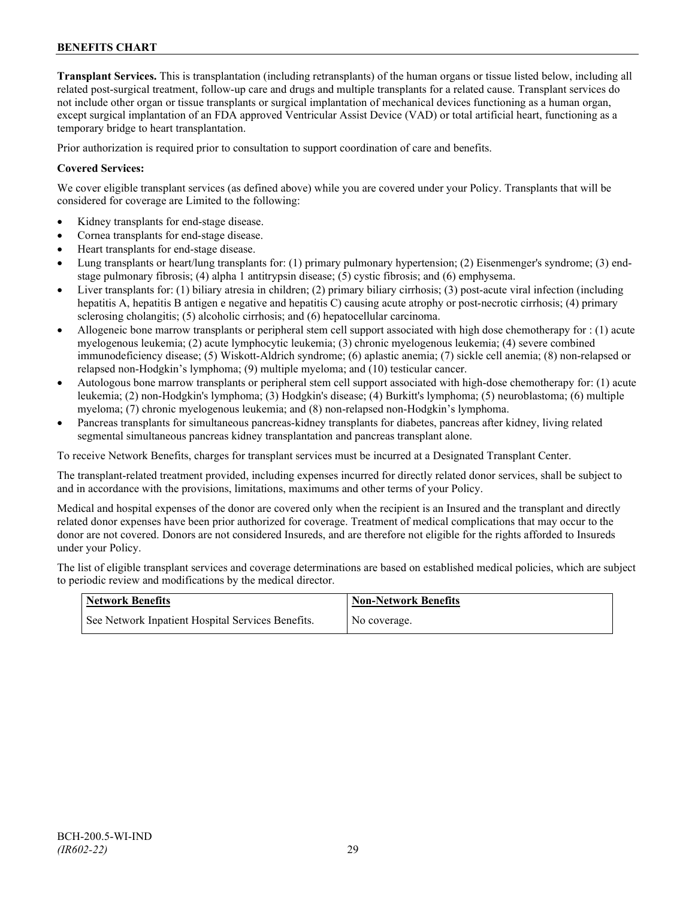**Transplant Services.** This is transplantation (including retransplants) of the human organs or tissue listed below, including all related post-surgical treatment, follow-up care and drugs and multiple transplants for a related cause. Transplant services do not include other organ or tissue transplants or surgical implantation of mechanical devices functioning as a human organ, except surgical implantation of an FDA approved Ventricular Assist Device (VAD) or total artificial heart, functioning as a temporary bridge to heart transplantation.

Prior authorization is required prior to consultation to support coordination of care and benefits.

**Covered Services:**

We cover eligible transplant services (as defined above) while you are covered under your Policy. Transplants that will be considered for coverage are Limited to the following:

- Kidney transplants for end-stage disease.
- Cornea transplants for end-stage disease.
- Heart transplants for end-stage disease.
- Lung transplants or heart/lung transplants for: (1) primary pulmonary hypertension; (2) Eisenmenger's syndrome; (3) end-stage pulmonary fibrosis; (4) alpha 1 antitrypsin disease; (5) cystic fibrosis; and (6) emphysema.
- Liver transplants for: (1) biliary atresia in children; (2) primary biliary cirrhosis; (3) post-acute viral infection (including hepatitis A, hepatitis B antigen e negative and hepatitis C) causing acute atrophy or post-necrotic cirrhosis; (4) primary sclerosing cholangitis; (5) alcoholic cirrhosis; and (6) hepatocellular carcinoma.
- Allogeneic bone marrow transplants or peripheral stem cell support associated with high dose chemotherapy for : (1) acute myelogenous leukemia; (2) acute lymphocytic leukemia; (3) chronic myelogenous leukemia; (4) severe combined immunodeficiency disease; (5) Wiskott-Aldrich syndrome; (6) aplastic anemia; (7) sickle cell anemia; (8) non-relapsed or relapsed non-Hodgkin's lymphoma; (9) multiple myeloma; and (10) testicular cancer.
- Autologous bone marrow transplants or peripheral stem cell support associated with high-dose chemotherapy for: (1) acute leukemia; (2) non-Hodgkin's lymphoma; (3) Hodgkin's disease; (4) Burkitt's lymphoma; (5) neuroblastoma; (6) multiple myeloma; (7) chronic myelogenous leukemia; and (8) non-relapsed non-Hodgkin's lymphoma.
- Pancreas transplants for simultaneous pancreas-kidney transplants for diabetes, pancreas after kidney, living related segmental simultaneous pancreas kidney transplantation and pancreas transplant alone.

To receive Network Benefits, charges for transplant services must be incurred at a Designated Transplant Center.

The transplant-related treatment provided, including expenses incurred for directly related donor services, shall be subject to and in accordance with the provisions, limitations, maximums and other terms of your Policy.

Medical and hospital expenses of the donor are covered only when the recipient is an Insured and the transplant and directly related donor expenses have been prior authorized for coverage. Treatment of medical complications that may occur to the donor are not covered. Donors are not considered Insureds, and are therefore not eligible for the rights afforded to Insureds under your Policy.

The list of eligible transplant services and coverage determinations are based on established medical policies, which are subject to periodic review and modifications by the medical director.

| Network Benefits | Non-Network Benefits |
|---|---|
| See Network Inpatient Hospital Services Benefits. | No coverage. |

BCH-200.5-WI-IND
*(IR602-22)*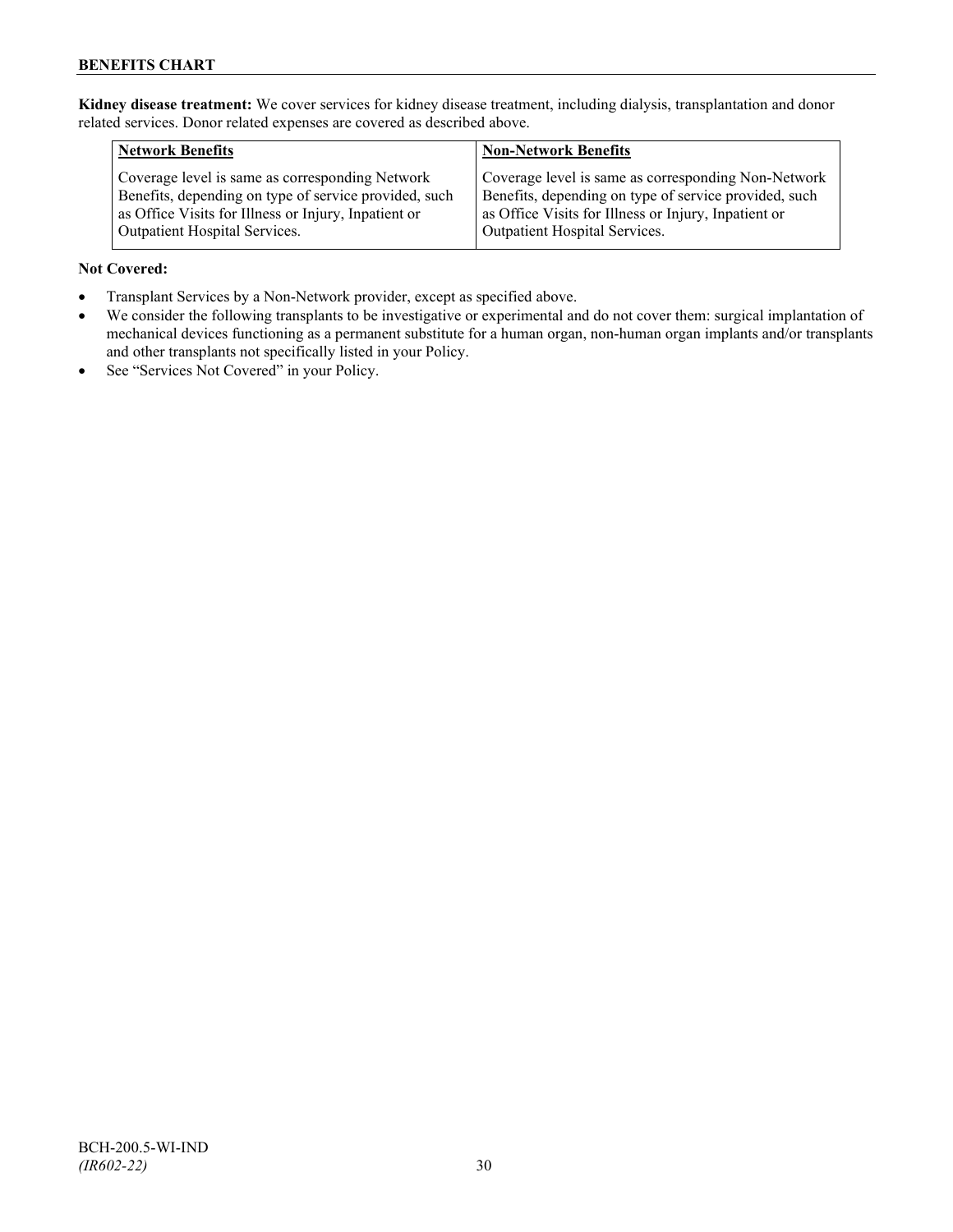**Kidney disease treatment:** We cover services for kidney disease treatment, including dialysis, transplantation and donor related services. Donor related expenses are covered as described above.

| Network Benefits | Non-Network Benefits |
|---|---|
| Coverage level is same as corresponding Network Benefits, depending on type of service provided, such as Office Visits for Illness or Injury, Inpatient or Outpatient Hospital Services. | Coverage level is same as corresponding Non-Network Benefits, depending on type of service provided, such as Office Visits for Illness or Injury, Inpatient or Outpatient Hospital Services. |

**Not Covered:**

- Transplant Services by a Non-Network provider, except as specified above.
- We consider the following transplants to be investigative or experimental and do not cover them: surgical implantation of mechanical devices functioning as a permanent substitute for a human organ, non-human organ implants and/or transplants and other transplants not specifically listed in your Policy.
- See "Services Not Covered" in your Policy.